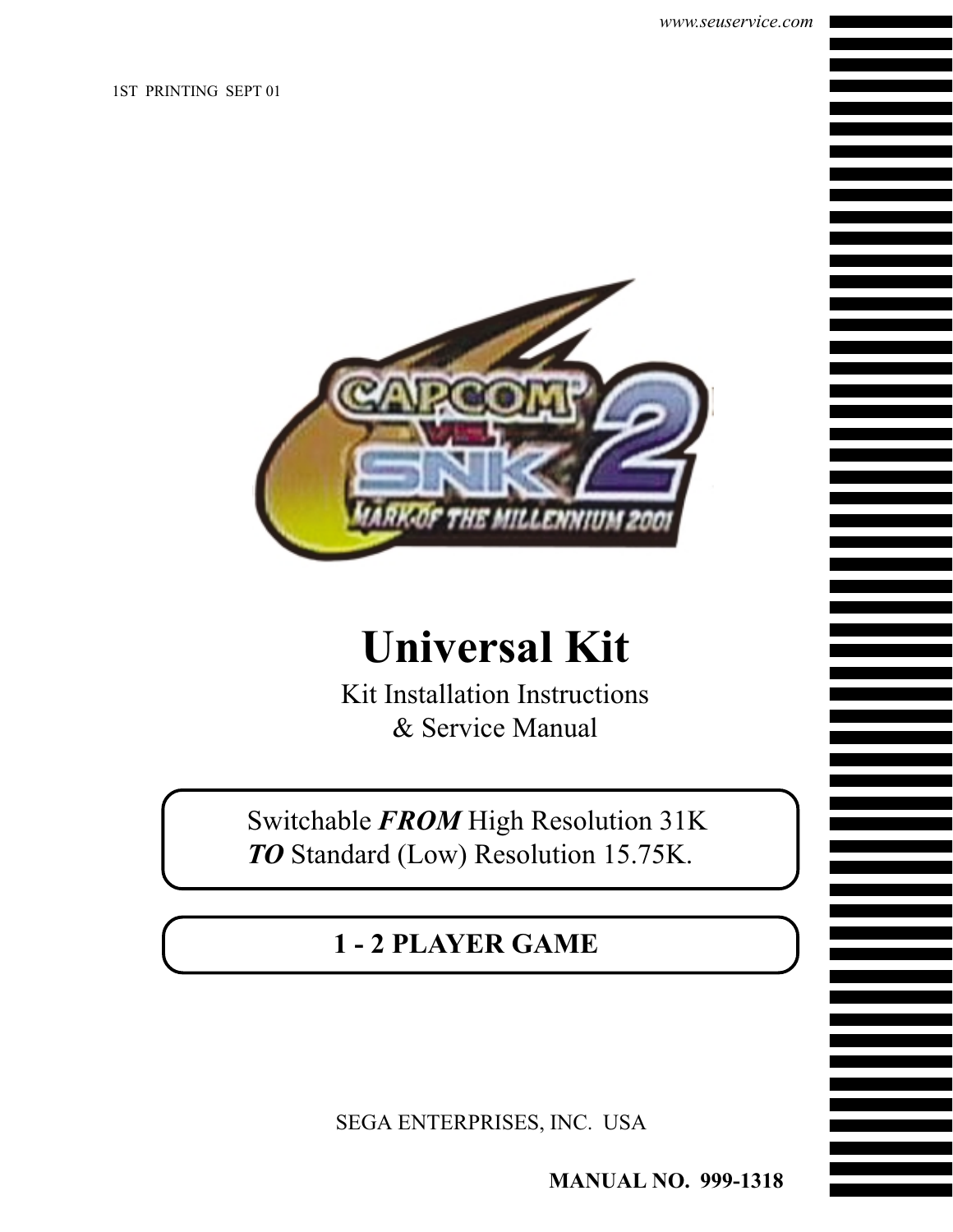www.seuservice.com

1ST PRINTING SEPT 01

# Universal Kit

Kit Installation Instructions
& Service Manual

Switchable ***FROM*** High Resolution 31K
***TO*** Standard (Low) Resolution 15.75K.

**1 - 2 PLAYER GAME**

SEGA ENTERPRISES, INC. USA

**MANUAL NO. 999-1318**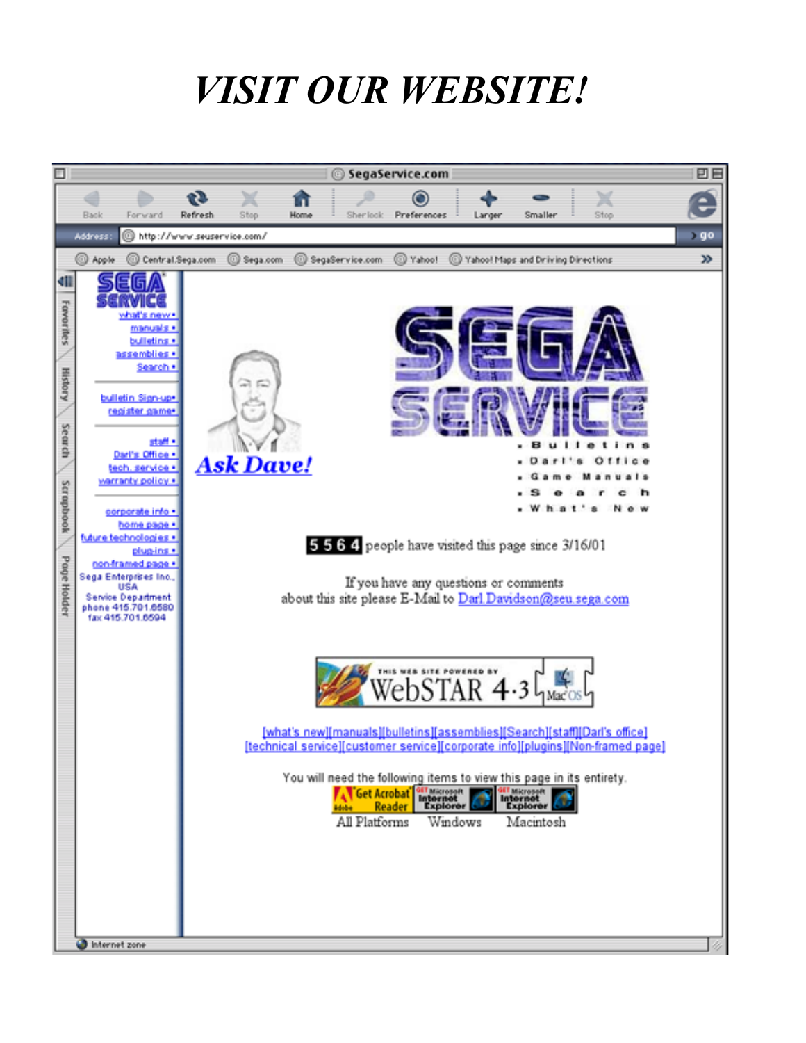# *VISIT OUR WEBSITE!*

SegaService.com

Back Forward Refresh Stop Home Sherlock Preferences Larger Smaller Stop

Address: http://www.seuservice.com/

Apple Central.Sega.com Sega.com SegaService.com Yahoo! Yahoo! Maps and Driving Directions

SEGA SERVICE

- what's new
- manuals
- bulletins
- assemblies
- Search

- bulletin Sign-up
- register game

- staff
- Darl's Office
- tech. service
- warranty policy

- corporate info
- home page
- future technologies
- plug-ins
- non-framed page

Sega Enterprises Inc., USA
Service Department
phone 415.701.6580
fax 415.701.6594

Ask Dave!

SEGA SERVICE

- Bulletins
- Darl's Office
- Game Manuals
- Search
- What's New

5564 people have visited this page since 3/16/01

If you have any questions or comments about this site please E-Mail to Darl.Davidson@seu.sega.com

THIS WEB SITE POWERED BY WebSTAR 4.3 Mac OS

[what's new][manuals][bulletins][assemblies][Search][staff][Darl's office]
[technical service][customer service][corporate info][plugins][Non-framed page]

You will need the following items to view this page in its entirety.

Get Acrobat Reader — All Platforms
Get Microsoft Internet Explorer — Windows
Get Microsoft Internet Explorer — Macintosh

Internet zone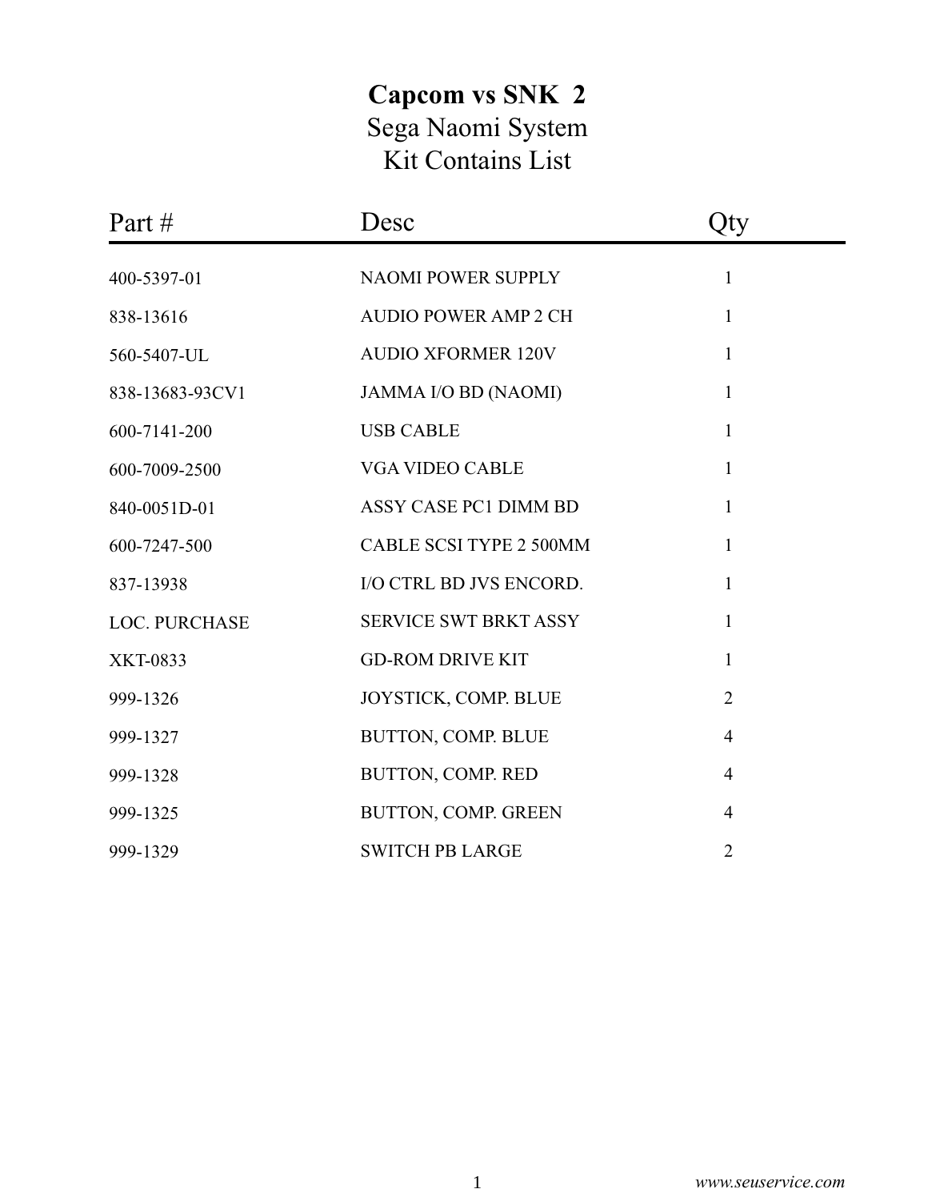# Capcom vs SNK 2

## Sega Naomi System

## Kit Contains List

| Part # | Desc | Qty |
|---|---|---|
| 400-5397-01 | NAOMI POWER SUPPLY | 1 |
| 838-13616 | AUDIO POWER AMP 2 CH | 1 |
| 560-5407-UL | AUDIO XFORMER 120V | 1 |
| 838-13683-93CV1 | JAMMA I/O BD (NAOMI) | 1 |
| 600-7141-200 | USB CABLE | 1 |
| 600-7009-2500 | VGA VIDEO CABLE | 1 |
| 840-0051D-01 | ASSY CASE PC1 DIMM BD | 1 |
| 600-7247-500 | CABLE SCSI TYPE 2 500MM | 1 |
| 837-13938 | I/O CTRL BD JVS ENCORD. | 1 |
| LOC. PURCHASE | SERVICE SWT BRKT ASSY | 1 |
| XKT-0833 | GD-ROM DRIVE KIT | 1 |
| 999-1326 | JOYSTICK, COMP. BLUE | 2 |
| 999-1327 | BUTTON, COMP. BLUE | 4 |
| 999-1328 | BUTTON, COMP. RED | 4 |
| 999-1325 | BUTTON, COMP. GREEN | 4 |
| 999-1329 | SWITCH PB LARGE | 2 |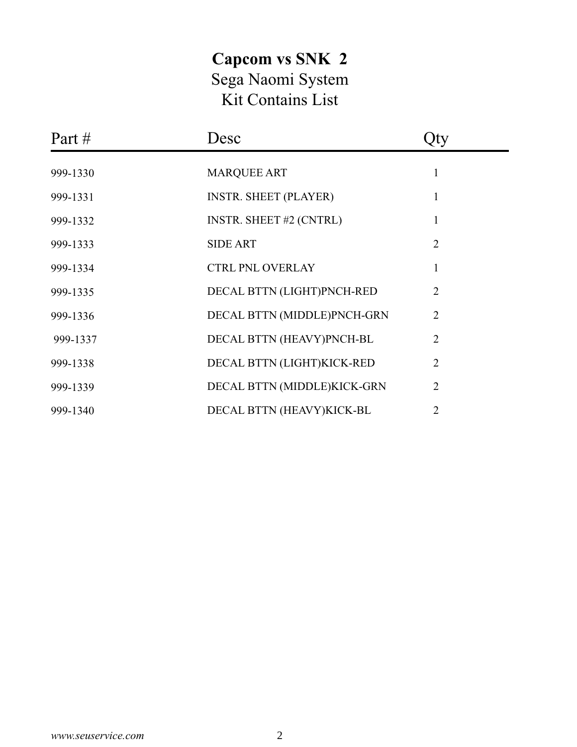# **Capcom vs SNK 2**

## Sega Naomi System

## Kit Contains List

| Part # | Desc | Qty |
|---|---|---|
| 999-1330 | MARQUEE ART | 1 |
| 999-1331 | INSTR. SHEET (PLAYER) | 1 |
| 999-1332 | INSTR. SHEET #2 (CNTRL) | 1 |
| 999-1333 | SIDE ART | 2 |
| 999-1334 | CTRL PNL OVERLAY | 1 |
| 999-1335 | DECAL BTTN (LIGHT)PNCH-RED | 2 |
| 999-1336 | DECAL BTTN (MIDDLE)PNCH-GRN | 2 |
| 999-1337 | DECAL BTTN (HEAVY)PNCH-BL | 2 |
| 999-1338 | DECAL BTTN (LIGHT)KICK-RED | 2 |
| 999-1339 | DECAL BTTN (MIDDLE)KICK-GRN | 2 |
| 999-1340 | DECAL BTTN (HEAVY)KICK-BL | 2 |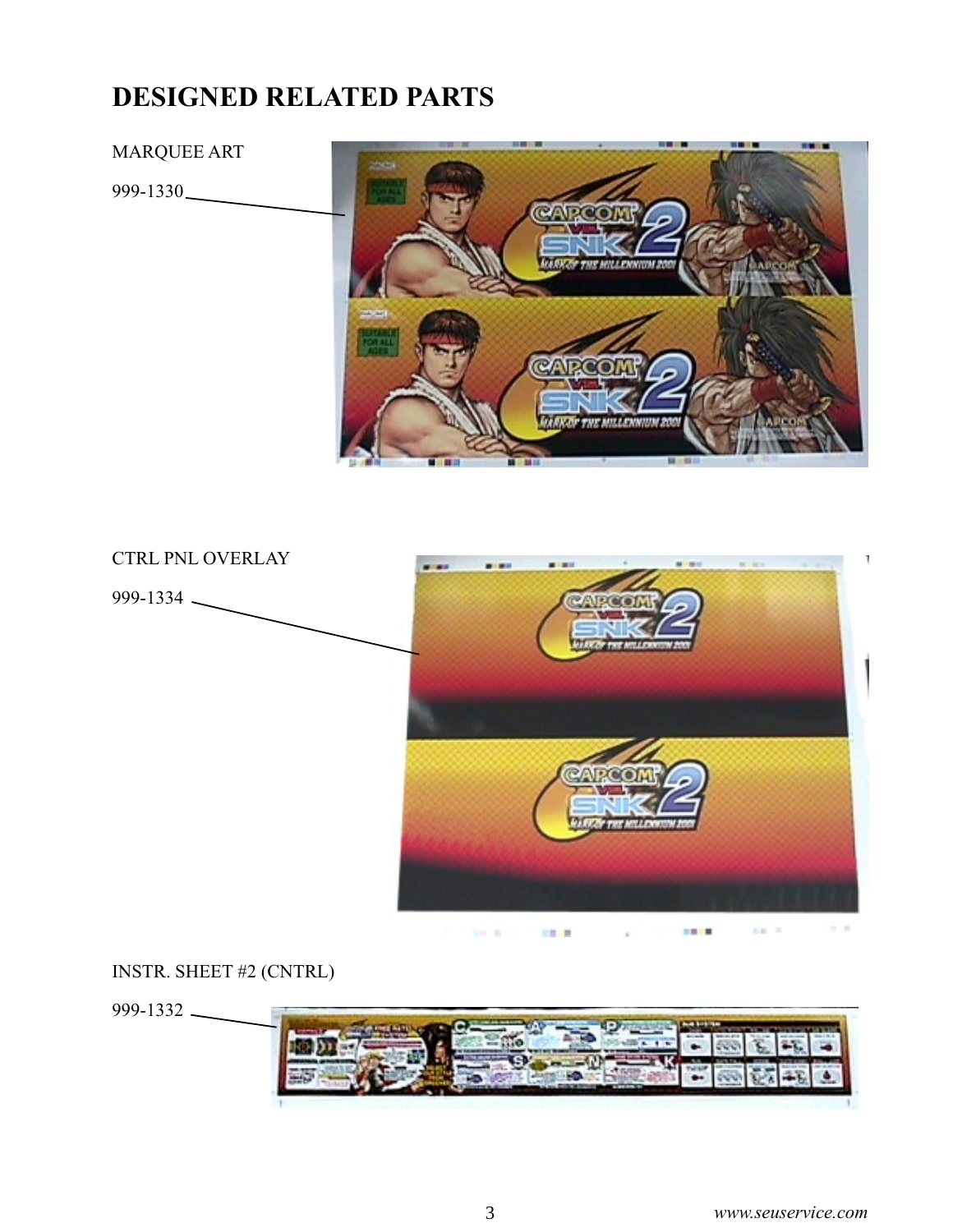# DESIGNED RELATED PARTS

MARQUEE ART

999-1330

CTRL PNL OVERLAY

999-1334

INSTR. SHEET #2 (CNTRL)

999-1332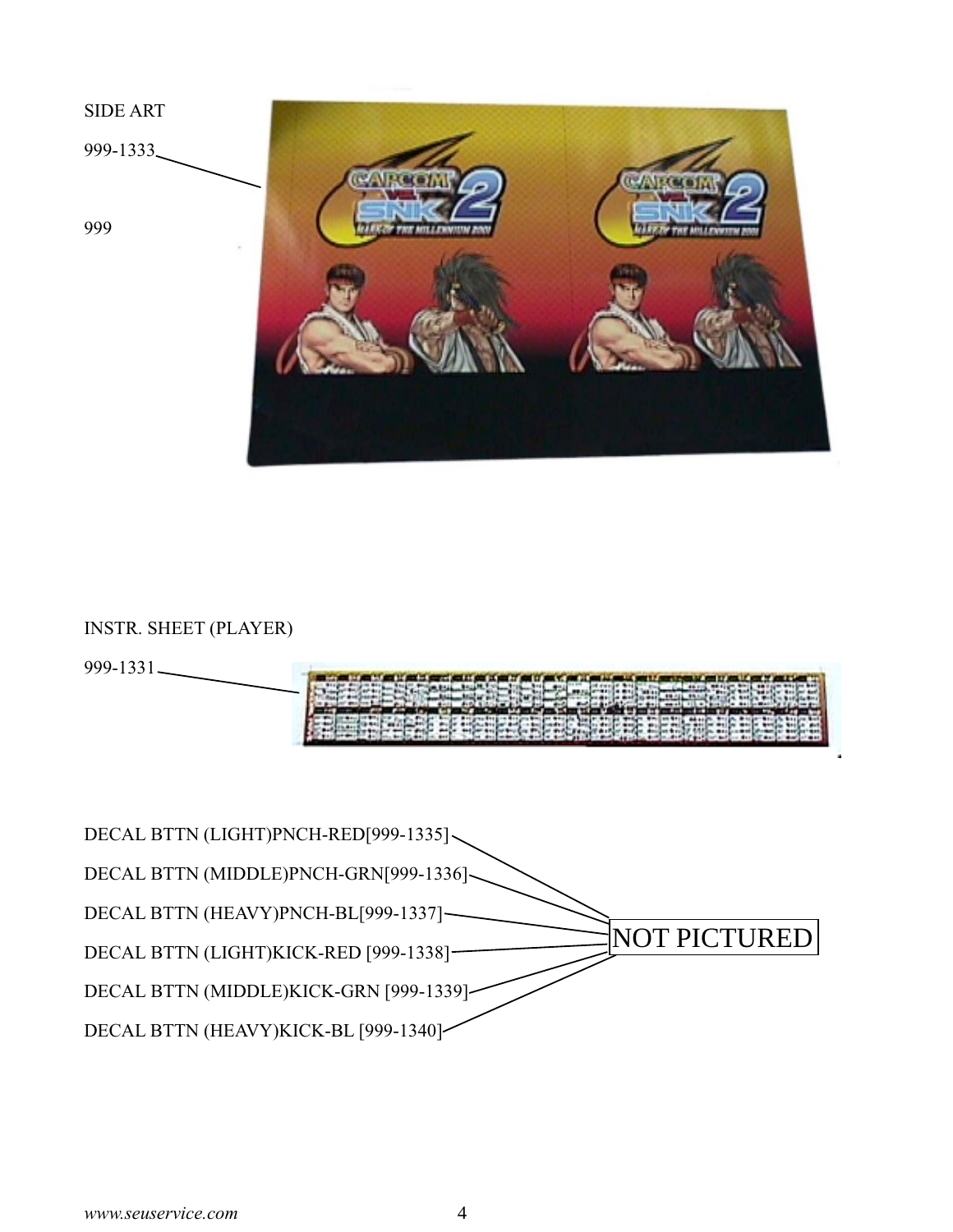SIDE ART

999-1333

999

INSTR. SHEET (PLAYER)

999-1331

DECAL BTTN (LIGHT)PNCH-RED[999-1335]

DECAL BTTN (MIDDLE)PNCH-GRN[999-1336]

DECAL BTTN (HEAVY)PNCH-BL[999-1337]

DECAL BTTN (LIGHT)KICK-RED [999-1338]

DECAL BTTN (MIDDLE)KICK-GRN [999-1339]

DECAL BTTN (HEAVY)KICK-BL [999-1340]

NOT PICTURED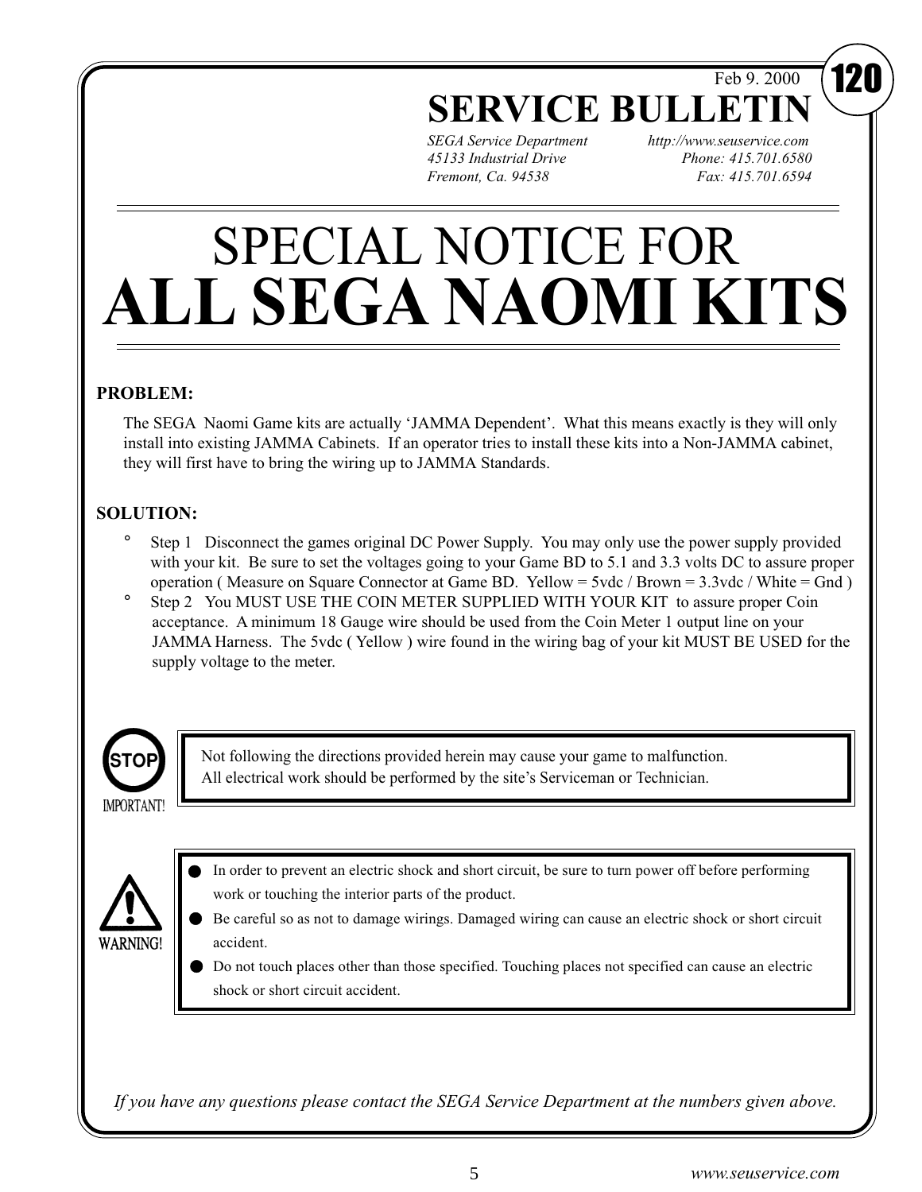Feb 9. 2000

**120**

# SERVICE BULLETIN

*SEGA Service Department* *http://www.seuservice.com*
*45133 Industrial Drive* *Phone: 415.701.6580*
*Fremont, Ca. 94538* *Fax: 415.701.6594*

# SPECIAL NOTICE FOR
# ALL SEGA NAOMI KITS

**PROBLEM:**

The SEGA Naomi Game kits are actually 'JAMMA Dependent'. What this means exactly is they will only install into existing JAMMA Cabinets. If an operator tries to install these kits into a Non-JAMMA cabinet, they will first have to bring the wiring up to JAMMA Standards.

**SOLUTION:**

- Step 1 Disconnect the games original DC Power Supply. You may only use the power supply provided with your kit. Be sure to set the voltages going to your Game BD to 5.1 and 3.3 volts DC to assure proper operation ( Measure on Square Connector at Game BD. Yellow = 5vdc / Brown = 3.3vdc / White = Gnd )
- Step 2 You MUST USE THE COIN METER SUPPLIED WITH YOUR KIT to assure proper Coin acceptance. A minimum 18 Gauge wire should be used from the Coin Meter 1 output line on your JAMMA Harness. The 5vdc ( Yellow ) wire found in the wiring bag of your kit MUST BE USED for the supply voltage to the meter.

**STOP — IMPORTANT!**

Not following the directions provided herein may cause your game to malfunction.
All electrical work should be performed by the site's Serviceman or Technician.

**WARNING!**

- In order to prevent an electric shock and short circuit, be sure to turn power off before performing work or touching the interior parts of the product.
- Be careful so as not to damage wirings. Damaged wiring can cause an electric shock or short circuit accident.
- Do not touch places other than those specified. Touching places not specified can cause an electric shock or short circuit accident.

*If you have any questions please contact the SEGA Service Department at the numbers given above.*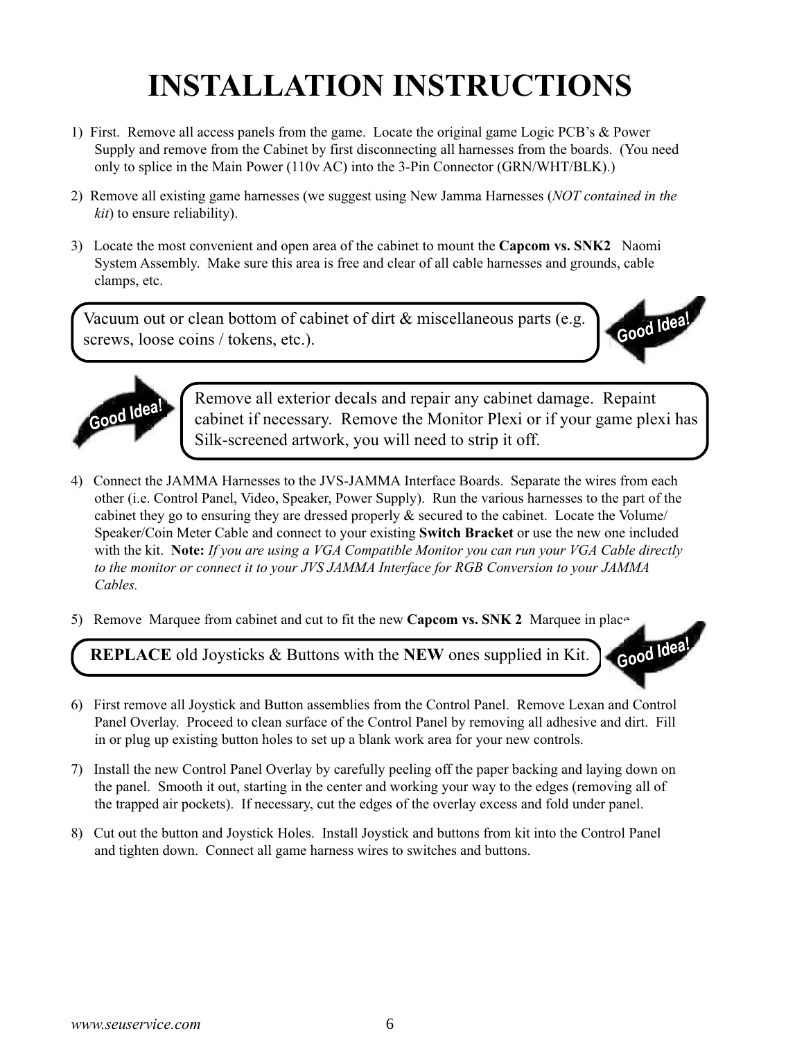# INSTALLATION INSTRUCTIONS

1) First. Remove all access panels from the game. Locate the original game Logic PCB's & Power Supply and remove from the Cabinet by first disconnecting all harnesses from the boards. (You need only to splice in the Main Power (110v AC) into the 3-Pin Connector (GRN/WHT/BLK).)

2) Remove all existing game harnesses (we suggest using New Jamma Harnesses (*NOT contained in the kit*) to ensure reliability).

3) Locate the most convenient and open area of the cabinet to mount the **Capcom vs. SNK2** Naomi System Assembly. Make sure this area is free and clear of all cable harnesses and grounds, cable clamps, etc.

Vacuum out or clean bottom of cabinet of dirt & miscellaneous parts (e.g. screws, loose coins / tokens, etc.). **Good Idea!**

**Good Idea!** Remove all exterior decals and repair any cabinet damage. Repaint cabinet if necessary. Remove the Monitor Plexi or if your game plexi has Silk-screened artwork, you will need to strip it off.

4) Connect the JAMMA Harnesses to the JVS-JAMMA Interface Boards. Separate the wires from each other (i.e. Control Panel, Video, Speaker, Power Supply). Run the various harnesses to the part of the cabinet they go to ensuring they are dressed properly & secured to the cabinet. Locate the Volume/ Speaker/Coin Meter Cable and connect to your existing **Switch Bracket** or use the new one included with the kit. **Note:** *If you are using a VGA Compatible Monitor you can run your VGA Cable directly to the monitor or connect it to your JVS JAMMA Interface for RGB Conversion to your JAMMA Cables.*

5) Remove Marquee from cabinet and cut to fit the new **Capcom vs. SNK 2** Marquee in place.

**REPLACE** old Joysticks & Buttons with the **NEW** ones supplied in Kit. **Good Idea!**

6) First remove all Joystick and Button assemblies from the Control Panel. Remove Lexan and Control Panel Overlay. Proceed to clean surface of the Control Panel by removing all adhesive and dirt. Fill in or plug up existing button holes to set up a blank work area for your new controls.

7) Install the new Control Panel Overlay by carefully peeling off the paper backing and laying down on the panel. Smooth it out, starting in the center and working your way to the edges (removing all of the trapped air pockets). If necessary, cut the edges of the overlay excess and fold under panel.

8) Cut out the button and Joystick Holes. Install Joystick and buttons from kit into the Control Panel and tighten down. Connect all game harness wires to switches and buttons.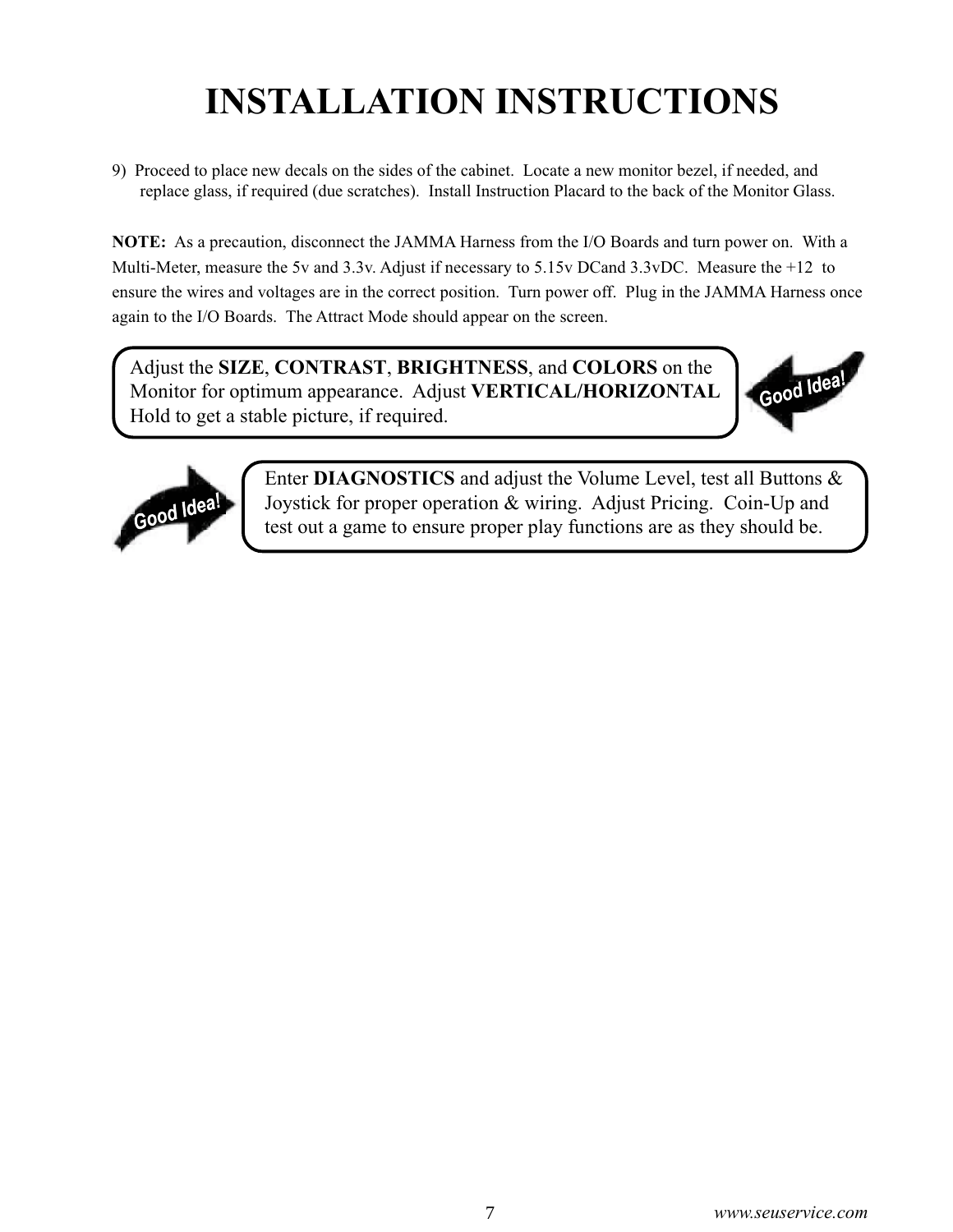# INSTALLATION INSTRUCTIONS

9) Proceed to place new decals on the sides of the cabinet. Locate a new monitor bezel, if needed, and replace glass, if required (due scratches). Install Instruction Placard to the back of the Monitor Glass.

**NOTE:** As a precaution, disconnect the JAMMA Harness from the I/O Boards and turn power on. With a Multi-Meter, measure the 5v and 3.3v. Adjust if necessary to 5.15v DCand 3.3vDC. Measure the +12 to ensure the wires and voltages are in the correct position. Turn power off. Plug in the JAMMA Harness once again to the I/O Boards. The Attract Mode should appear on the screen.

Adjust the **SIZE**, **CONTRAST**, **BRIGHTNESS**, and **COLORS** on the Monitor for optimum appearance. Adjust **VERTICAL/HORIZONTAL** Hold to get a stable picture, if required.

Good Idea!

Good Idea!

Enter **DIAGNOSTICS** and adjust the Volume Level, test all Buttons & Joystick for proper operation & wiring. Adjust Pricing. Coin-Up and test out a game to ensure proper play functions are as they should be.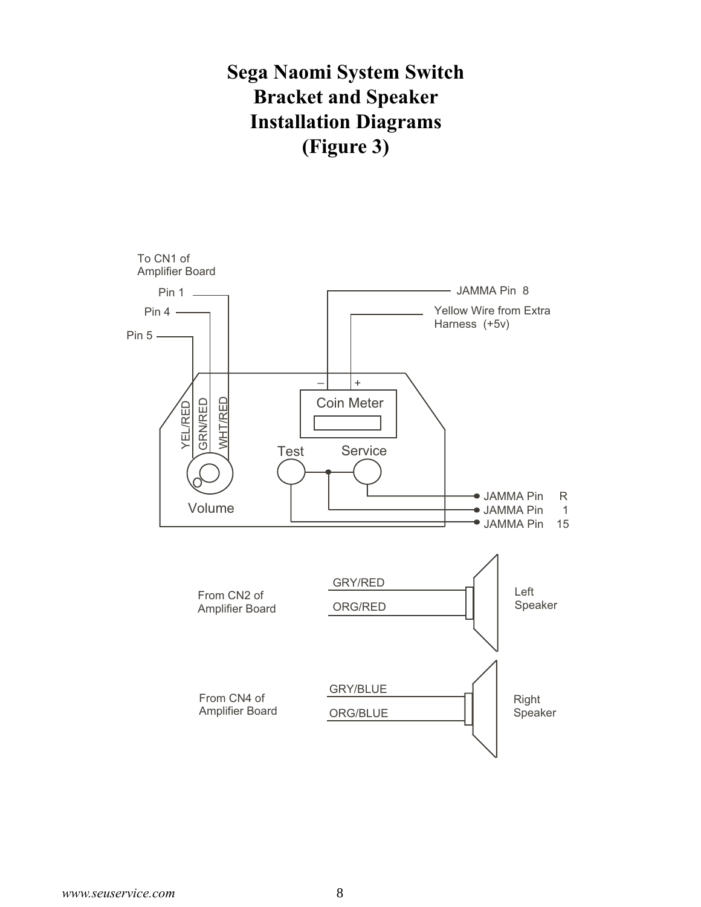# Sega Naomi System Switch Bracket and Speaker Installation Diagrams (Figure 3)

To CN1 of Amplifier Board

Pin 1

Pin 4

Pin 5

YEL/RED

GRN/RED

WHT/RED

Volume

JAMMA Pin 8

Yellow Wire from Extra Harness (+5v)

–

+

Coin Meter

Test

Service

JAMMA Pin R

JAMMA Pin 1

JAMMA Pin 15

From CN2 of Amplifier Board

GRY/RED

ORG/RED

Left Speaker

From CN4 of Amplifier Board

GRY/BLUE

ORG/BLUE

Right Speaker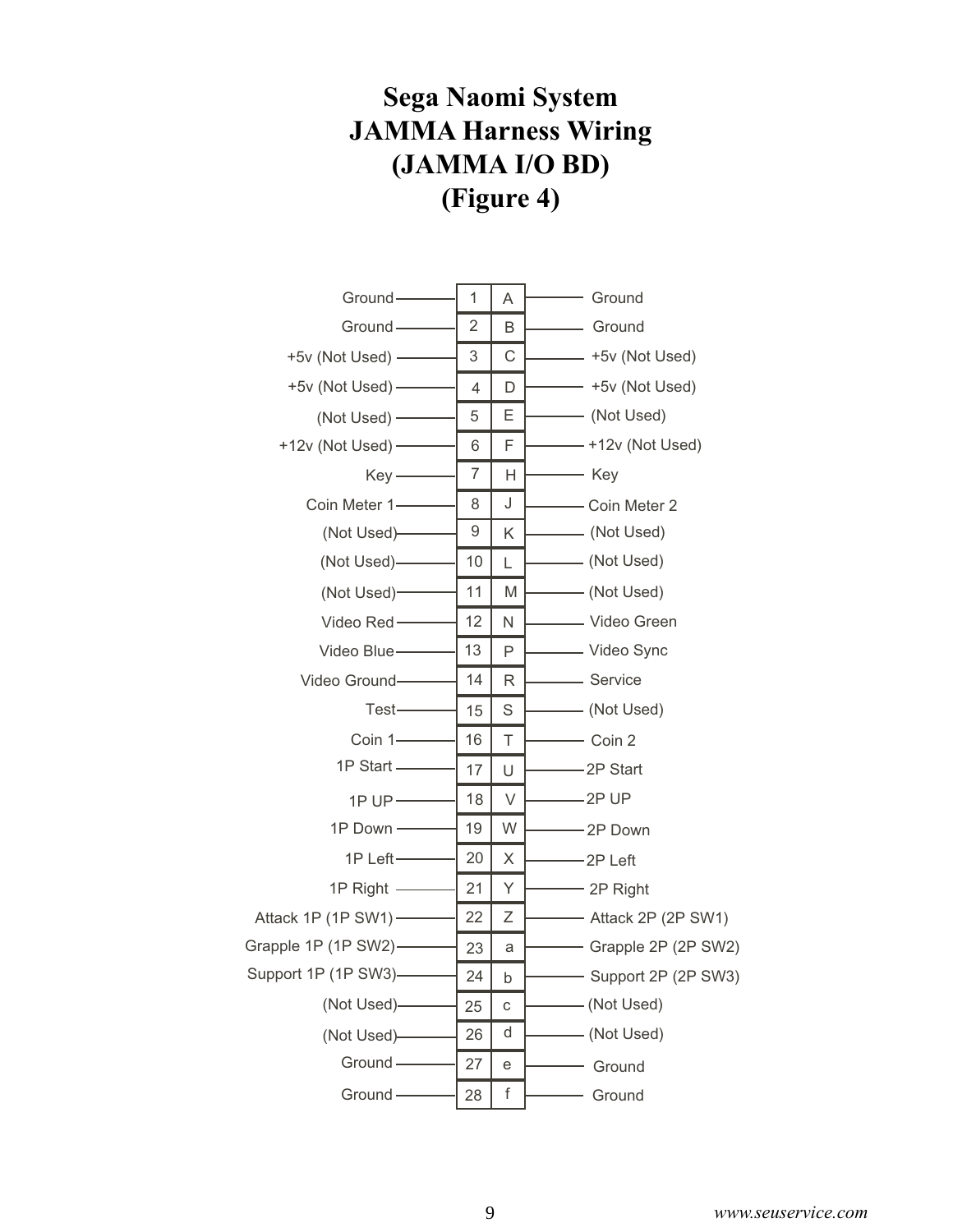# Sega Naomi System
# JAMMA Harness Wiring
# (JAMMA I/O BD)
# (Figure 4)

| Solder Side Function | Pin | Pin | Component Side Function |
|---|---|---|---|
| Ground | 1 | A | Ground |
| Ground | 2 | B | Ground |
| +5v (Not Used) | 3 | C | +5v (Not Used) |
| +5v (Not Used) | 4 | D | +5v (Not Used) |
| (Not Used) | 5 | E | (Not Used) |
| +12v (Not Used) | 6 | F | +12v (Not Used) |
| Key | 7 | H | Key |
| Coin Meter 1 | 8 | J | Coin Meter 2 |
| (Not Used) | 9 | K | (Not Used) |
| (Not Used) | 10 | L | (Not Used) |
| (Not Used) | 11 | M | (Not Used) |
| Video Red | 12 | N | Video Green |
| Video Blue | 13 | P | Video Sync |
| Video Ground | 14 | R | Service |
| Test | 15 | S | (Not Used) |
| Coin 1 | 16 | T | Coin 2 |
| 1P Start | 17 | U | 2P Start |
| 1P UP | 18 | V | 2P UP |
| 1P Down | 19 | W | 2P Down |
| 1P Left | 20 | X | 2P Left |
| 1P Right | 21 | Y | 2P Right |
| Attack 1P (1P SW1) | 22 | Z | Attack 2P (2P SW1) |
| Grapple 1P (1P SW2) | 23 | a | Grapple 2P (2P SW2) |
| Support 1P (1P SW3) | 24 | b | Support 2P (2P SW3) |
| (Not Used) | 25 | c | (Not Used) |
| (Not Used) | 26 | d | (Not Used) |
| Ground | 27 | e | Ground |
| Ground | 28 | f | Ground |

*www.seuservice.com*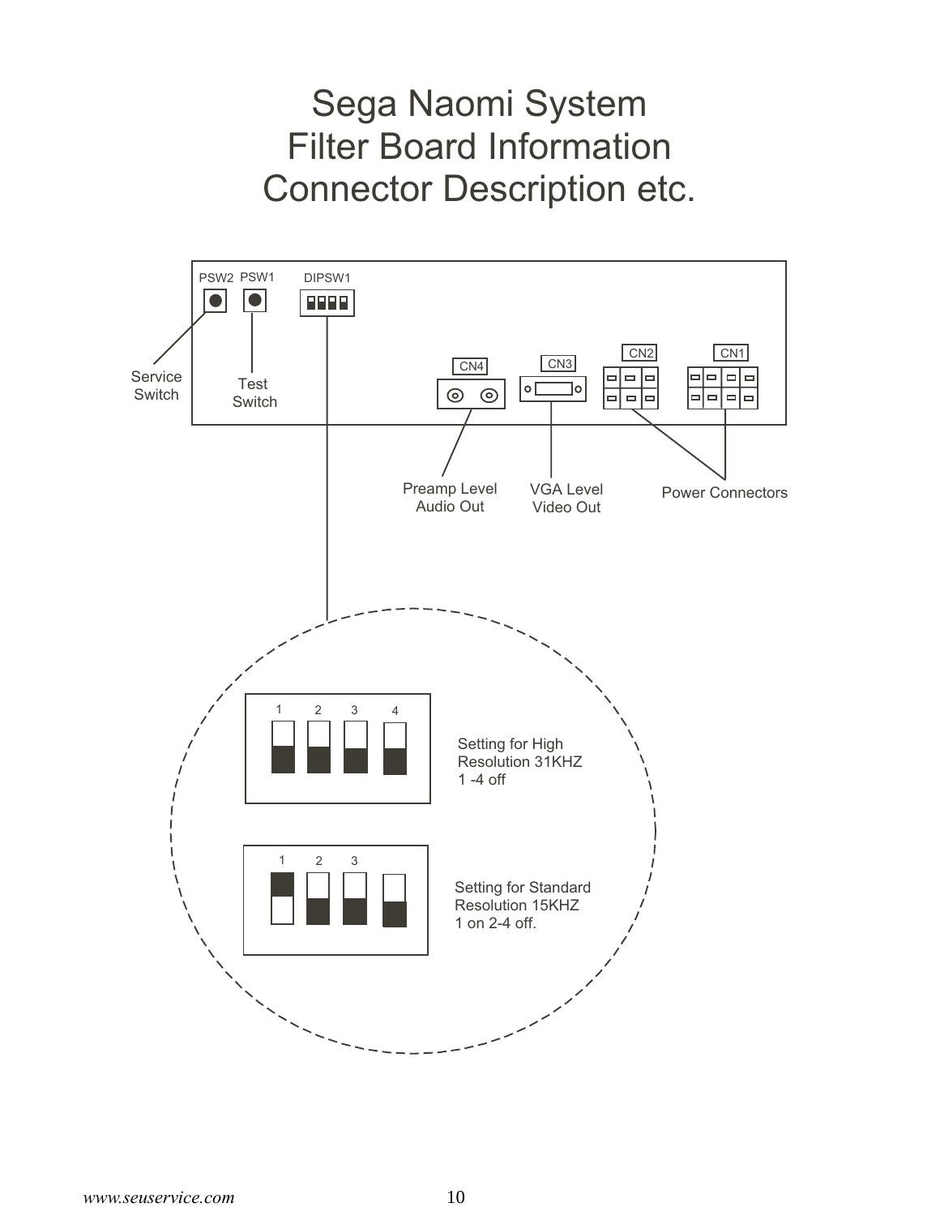# Sega Naomi System
# Filter Board Information
# Connector Description etc.

PSW2 PSW1 DIPSW1

CN4 CN3 CN2 CN1

Service Switch

Test Switch

Preamp Level Audio Out

VGA Level Video Out

Power Connectors

1 2 3 4

Setting for High Resolution 31KHZ 1 -4 off

1 2 3

Setting for Standard Resolution 15KHZ 1 on 2-4 off.

*www.seuservice.com*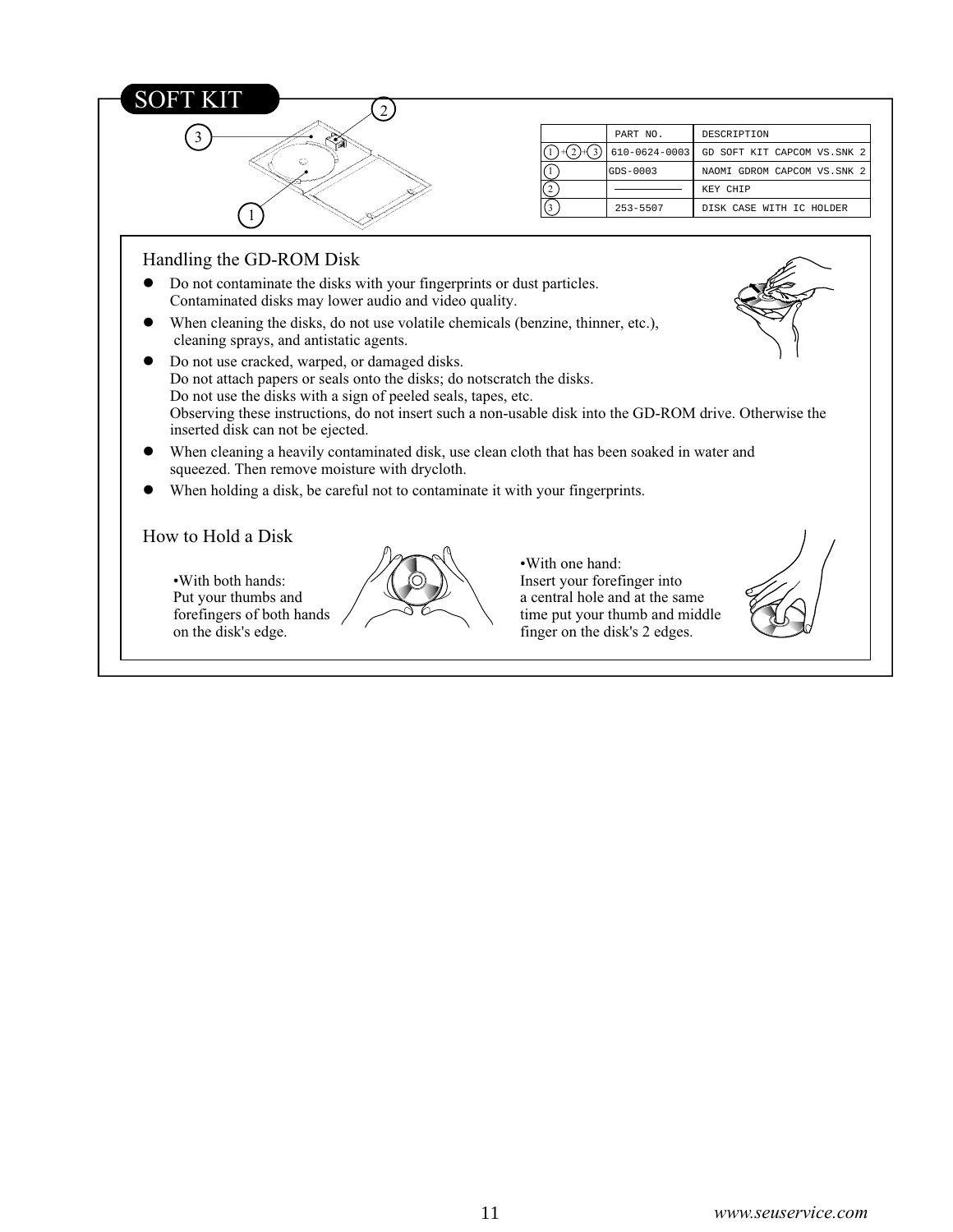## SOFT KIT

| | PART NO. | DESCRIPTION |
|---|---|---|
| 1 + 2 + 3 | 610-0624-0003 | GD SOFT KIT CAPCOM VS.SNK 2 |
| 1 | GDS-0003 | NAOMI GDROM CAPCOM VS.SNK 2 |
| 2 | ———————— | KEY CHIP |
| 3 | 253-5507 | DISK CASE WITH IC HOLDER |

### Handling the GD-ROM Disk

- Do not contaminate the disks with your fingerprints or dust particles.
  Contaminated disks may lower audio and video quality.
- When cleaning the disks, do not use volatile chemicals (benzine, thinner, etc.), cleaning sprays, and antistatic agents.
- Do not use cracked, warped, or damaged disks.
  Do not attach papers or seals onto the disks; do notscratch the disks.
  Do not use the disks with a sign of peeled seals, tapes, etc.
  Observing these instructions, do not insert such a non-usable disk into the GD-ROM drive. Otherwise the inserted disk can not be ejected.
- When cleaning a heavily contaminated disk, use clean cloth that has been soaked in water and squeezed. Then remove moisture with drycloth.
- When holding a disk, be careful not to contaminate it with your fingerprints.

### How to Hold a Disk

•With both hands:
Put your thumbs and forefingers of both hands on the disk's edge.

•With one hand:
Insert your forefinger into a central hole and at the same time put your thumb and middle finger on the disk's 2 edges.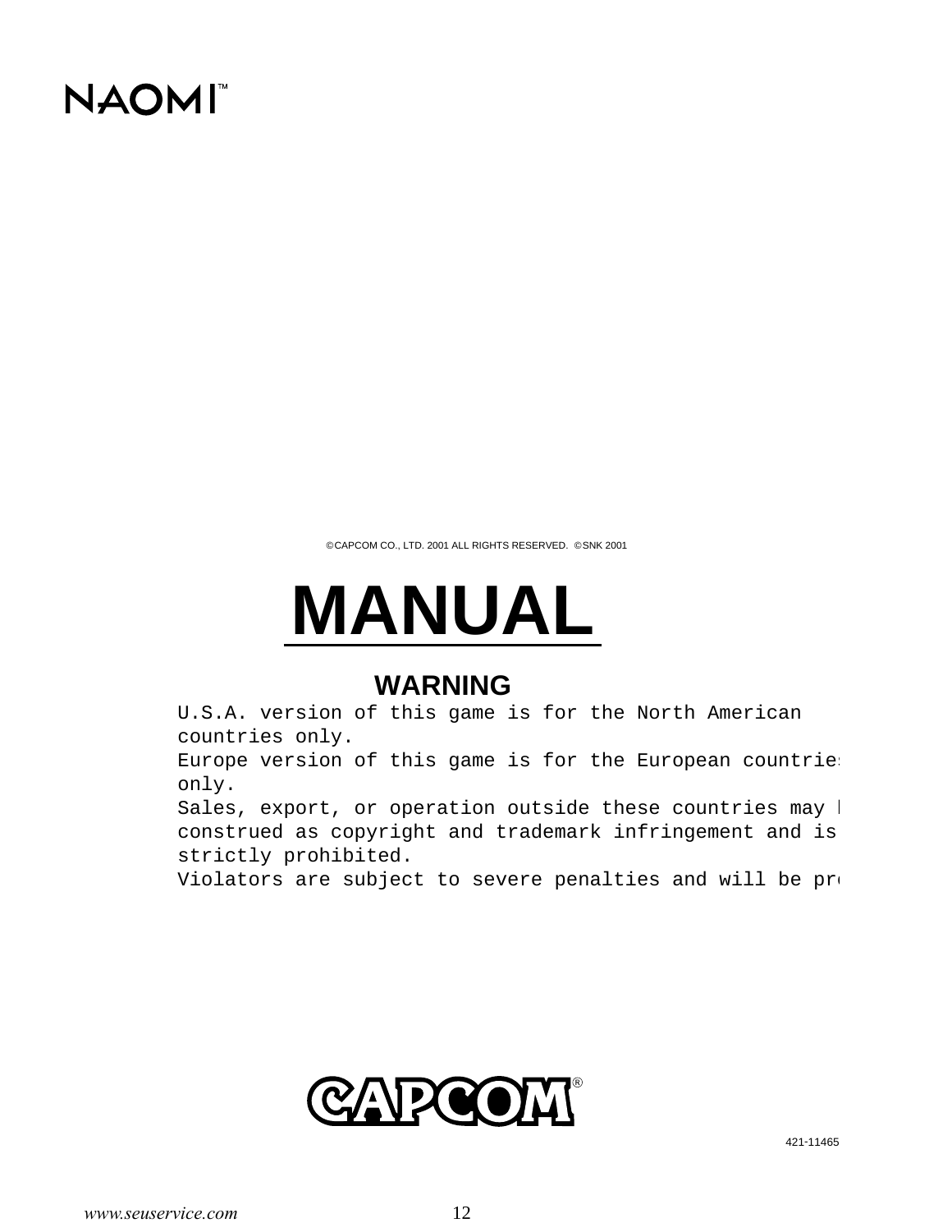NAOMI™

©CAPCOM CO., LTD. 2001 ALL RIGHTS RESERVED. ©SNK 2001

# MANUAL

## WARNING

U.S.A. version of this game is for the North American countries only.
Europe version of this game is for the European countries only.
Sales, export, or operation outside these countries may be construed as copyright and trademark infringement and is strictly prohibited.
Violators are subject to severe penalties and will be pro

CAPCOM®

421-11465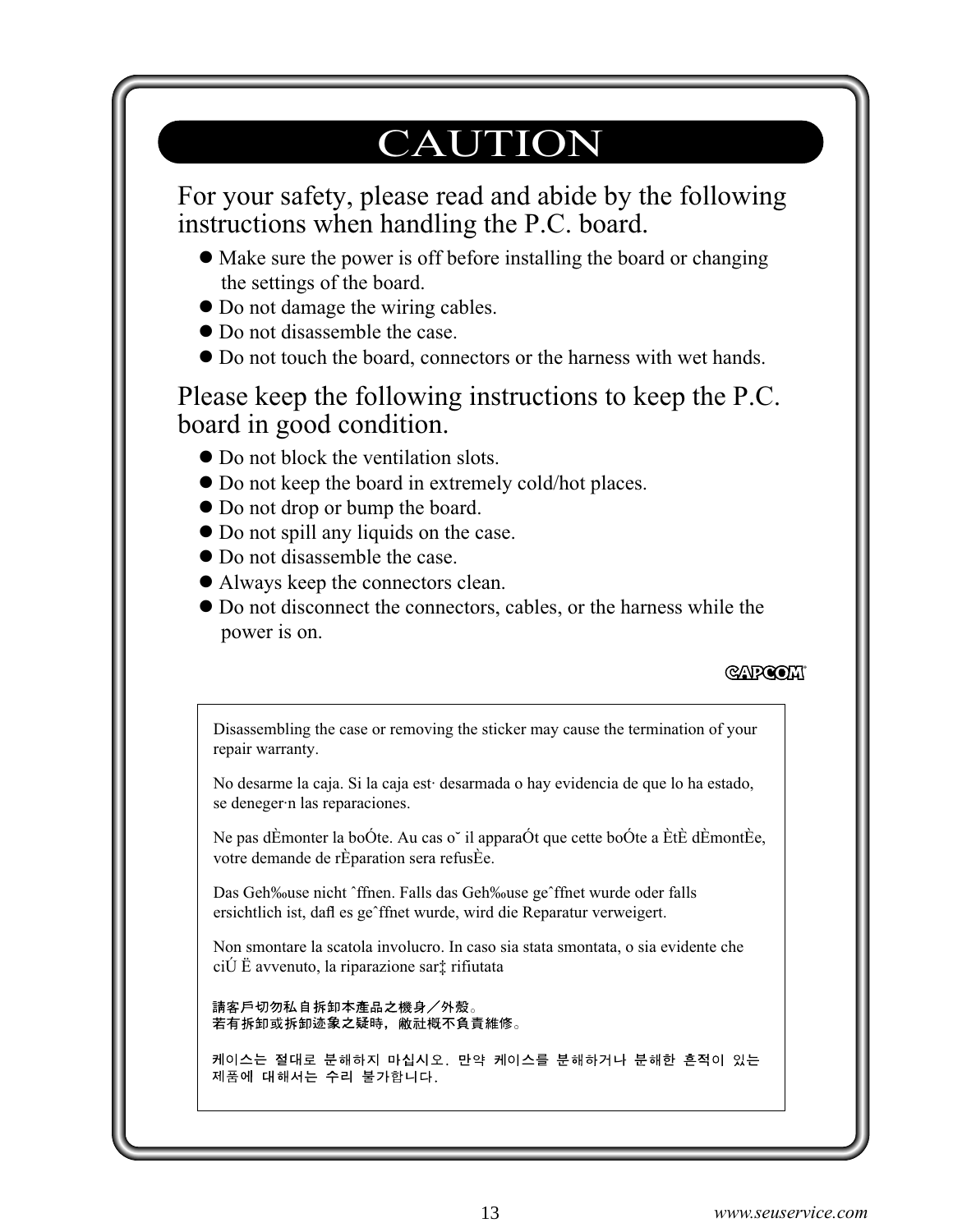# CAUTION

## For your safety, please read and abide by the following instructions when handling the P.C. board.

- Make sure the power is off before installing the board or changing the settings of the board.
- Do not damage the wiring cables.
- Do not disassemble the case.
- Do not touch the board, connectors or the harness with wet hands.

## Please keep the following instructions to keep the P.C. board in good condition.

- Do not block the ventilation slots.
- Do not keep the board in extremely cold/hot places.
- Do not drop or bump the board.
- Do not spill any liquids on the case.
- Do not disassemble the case.
- Always keep the connectors clean.
- Do not disconnect the connectors, cables, or the harness while the power is on.

CAPCOM

Disassembling the case or removing the sticker may cause the termination of your repair warranty.

No desarme la caja. Si la caja est· desarmada o hay evidencia de que lo ha estado, se deneger·n las reparaciones.

Ne pas dÈmonter la boÓte. Au cas o˘ il apparaÓt que cette boÓte a ÈtÈ dÈmontÈe, votre demande de rÈparation sera refusÈe.

Das Geh‰use nicht ˆffnen. Falls das Geh‰use geˆffnet wurde oder falls ersichtlich ist, dafl es geˆffnet wurde, wird die Reparatur verweigert.

Non smontare la scatola involucro. In caso sia stata smontata, o sia evidente che ciÚ Ë avvenuto, la riparazione sar‡ rifiutata

請客戶切勿私自拆卸本產品之機身／外殼。
若有拆卸或拆卸迹象之疑時，敝社概不負責維修。

케이스는 절대로 분해하지 마십시오. 만약 케이스를 분해하거나 분해한 흔적이 있는 제품에 대해서는 수리 불가합니다.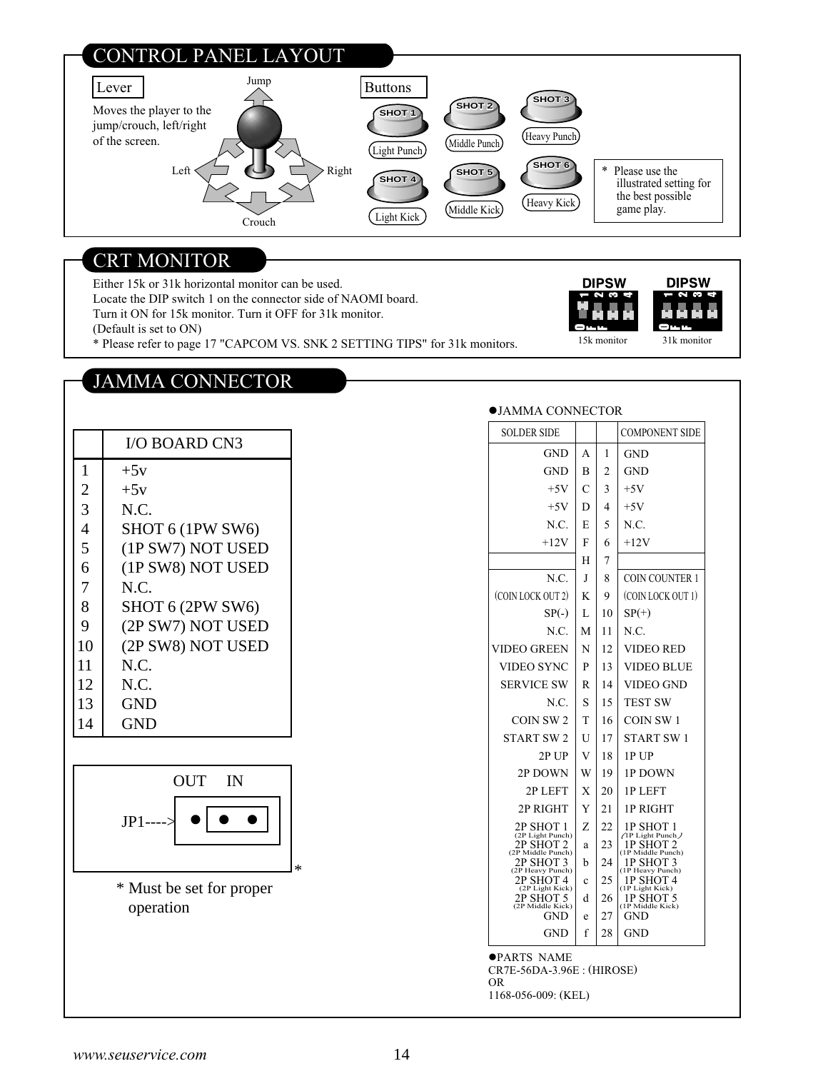## CONTROL PANEL LAYOUT

**Lever**

Moves the player to the jump/crouch, left/right of the screen.

Jump
Left
Right
Crouch

**Buttons**

| Button | Function |
|---|---|
| SHOT 1 | Light Punch |
| SHOT 2 | Middle Punch |
| SHOT 3 | Heavy Punch |
| SHOT 4 | Light Kick |
| SHOT 5 | Middle Kick |
| SHOT 6 | Heavy Kick |

* Please use the illustrated setting for the best possible game play.

## CRT MONITOR

Either 15k or 31k horizontal monitor can be used.
Locate the DIP switch 1 on the connector side of NAOMI board.
Turn it ON for 15k monitor. Turn it OFF for 31k monitor.
(Default is set to ON)
* Please refer to page 17 "CAPCOM VS. SNK 2 SETTING TIPS" for 31k monitors.

DIPSW 1 2 3 4 — OFF — 15k monitor
DIPSW 1 2 3 4 — OFF — 31k monitor

## JAMMA CONNECTOR

| | I/O BOARD CN3 |
|---|---|
| 1 | +5v |
| 2 | +5v |
| 3 | N.C. |
| 4 | SHOT 6 (1PW SW6) |
| 5 | (1P SW7) NOT USED |
| 6 | (1P SW8) NOT USED |
| 7 | N.C. |
| 8 | SHOT 6 (2PW SW6) |
| 9 | (2P SW7) NOT USED |
| 10 | (2P SW8) NOT USED |
| 11 | N.C. |
| 12 | N.C. |
| 13 | GND |
| 14 | GND |

OUT IN

JP1----> ● [● ●]

* Must be set for proper operation

●JAMMA CONNECTOR

| SOLDER SIDE | | | COMPONENT SIDE |
|---|---|---|---|
| GND | A | 1 | GND |
| GND | B | 2 | GND |
| +5V | C | 3 | +5V |
| +5V | D | 4 | +5V |
| N.C. | E | 5 | N.C. |
| +12V | F | 6 | +12V |
| | H | 7 | |
| N.C. | J | 8 | COIN COUNTER 1 |
| (COIN LOCK OUT 2) | K | 9 | (COIN LOCK OUT 1) |
| SP(-) | L | 10 | SP(+) |
| N.C. | M | 11 | N.C. |
| VIDEO GREEN | N | 12 | VIDEO RED |
| VIDEO SYNC | P | 13 | VIDEO BLUE |
| SERVICE SW | R | 14 | VIDEO GND |
| N.C. | S | 15 | TEST SW |
| COIN SW 2 | T | 16 | COIN SW 1 |
| START SW 2 | U | 17 | START SW 1 |
| 2P UP | V | 18 | 1P UP |
| 2P DOWN | W | 19 | 1P DOWN |
| 2P LEFT | X | 20 | 1P LEFT |
| 2P RIGHT | Y | 21 | 1P RIGHT |
| 2P SHOT 1 (2P Light Punch) | Z | 22 | 1P SHOT 1 (1P Light Punch) |
| 2P SHOT 2 (2P Middle Punch) | a | 23 | 1P SHOT 2 (1P Middle Punch) |
| 2P SHOT 3 (2P Heavy Punch) | b | 24 | 1P SHOT 3 (1P Heavy Punch) |
| 2P SHOT 4 (2P Light Kick) | c | 25 | 1P SHOT 4 (1P Light Kick) |
| 2P SHOT 5 (2P Middle Kick) | d | 26 | 1P SHOT 5 (1P Middle Kick) |
| GND | e | 27 | GND |
| GND | f | 28 | GND |

●PARTS NAME
CR7E-56DA-3.96E : (HIROSE)
OR
1168-056-009: (KEL)

*www.seuservice.com*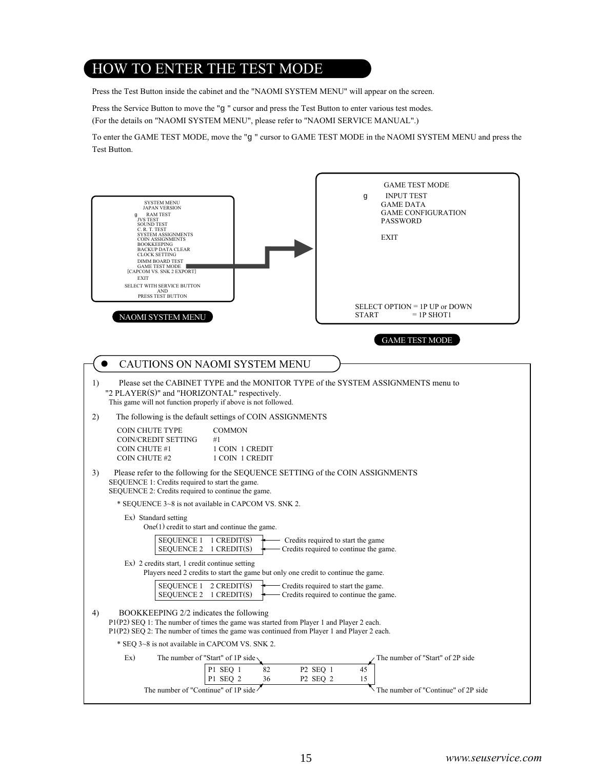# HOW TO ENTER THE TEST MODE

Press the Test Button inside the cabinet and the "NAOMI SYSTEM MENU" will appear on the screen.

Press the Service Button to move the "g " cursor and press the Test Button to enter various test modes.
(For the details on "NAOMI SYSTEM MENU", please refer to "NAOMI SERVICE MANUAL".)

To enter the GAME TEST MODE, move the "g " cursor to GAME TEST MODE in the NAOMI SYSTEM MENU and press the Test Button.

```
SYSTEM MENU
JAPAN VERSION
g  RAM TEST
   JVS TEST
   SOUND TEST
   C. R. T. TEST
   SYSTEM ASSIGNMENTS
   COIN ASSIGNMENTS
   BOOKKEEPING
   BACKUP DATA CLEAR
   CLOCK SETTING
   DIMM BOARD TEST
   GAME TEST MODE
[CAPCOM VS. SNK 2 EXPORT]
   EXIT
SELECT WITH SERVICE BUTTON
AND
PRESS TEST BUTTON
```

NAOMI SYSTEM MENU

```
GAME TEST MODE
g  INPUT TEST
   GAME DATA
   GAME CONFIGURATION
   PASSWORD

   EXIT

SELECT OPTION = 1P UP or DOWN
START         = 1P SHOT1
```

GAME TEST MODE

## ● CAUTIONS ON NAOMI SYSTEM MENU

1) Please set the CABINET TYPE and the MONITOR TYPE of the SYSTEM ASSIGNMENTS menu to "2 PLAYER(S)" and "HORIZONTAL" respectively.
This game will not function properly if above is not followed.

2) The following is the default settings of COIN ASSIGNMENTS

| | |
|---|---|
| COIN CHUTE TYPE | COMMON |
| COIN/CREDIT SETTING | #1 |
| COIN CHUTE #1 | 1 COIN 1 CREDIT |
| COIN CHUTE #2 | 1 COIN 1 CREDIT |

3) Please refer to the following for the SEQUENCE SETTING of the COIN ASSIGNMENTS
SEQUENCE 1: Credits required to start the game.
SEQUENCE 2: Credits required to continue the game.

\* SEQUENCE 3~8 is not available in CAPCOM VS. SNK 2.

Ex) Standard setting
One(1) credit to start and continue the game.

| | | |
|---|---|---|
| SEQUENCE 1 | 1 CREDIT(S) | ← Credits required to start the game |
| SEQUENCE 2 | 1 CREDIT(S) | ← Credits required to continue the game. |

Ex) 2 credits start, 1 credit continue setting
Players need 2 credits to start the game but only one credit to continue the game.

| | | |
|---|---|---|
| SEQUENCE 1 | 2 CREDIT(S) | ← Credits required to start the game. |
| SEQUENCE 2 | 1 CREDIT(S) | ← Credits required to continue the game. |

4) BOOKKEEPING 2/2 indicates the following
P1(P2) SEQ 1: The number of times the game was started from Player 1 and Player 2 each.
P1(P2) SEQ 2: The number of times the game was continued from Player 1 and Player 2 each.

\* SEQ 3~8 is not available in CAPCOM VS. SNK 2.

Ex)

| | | | |
|---|---|---|---|
| P1 SEQ 1 | 82 | P2 SEQ 1 | 45 |
| P1 SEQ 2 | 36 | P2 SEQ 2 | 15 |

P1 SEQ 1: The number of "Start" of 1P side
P1 SEQ 2: The number of "Continue" of 1P side
P2 SEQ 1: The number of "Start" of 2P side
P2 SEQ 2: The number of "Continue" of 2P side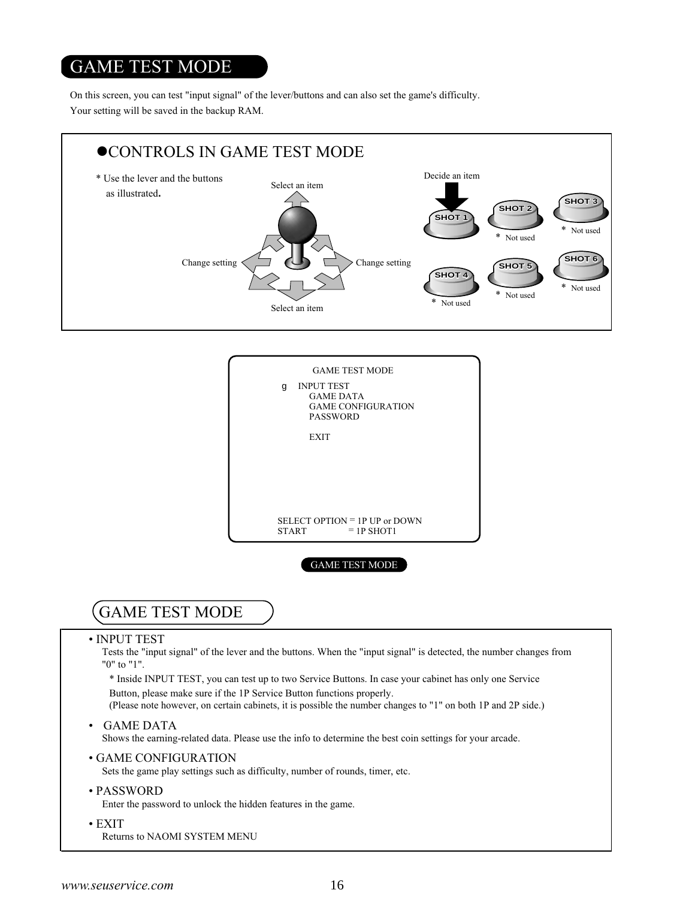# GAME TEST MODE

On this screen, you can test "input signal" of the lever/buttons and can also set the game's difficulty.
Your setting will be saved in the backup RAM.

## ●CONTROLS IN GAME TEST MODE

* Use the lever and the buttons as illustrated.

Select an item

Change setting

Change setting

Select an item

Decide an item

SHOT 1

SHOT 2 * Not used

SHOT 3 * Not used

SHOT 4 * Not used

SHOT 5 * Not used

SHOT 6 * Not used

```
GAME TEST MODE

g   INPUT TEST
    GAME DATA
    GAME CONFIGURATION
    PASSWORD

    EXIT

SELECT OPTION = 1P UP or DOWN
START         = 1P SHOT1
```

GAME TEST MODE

## GAME TEST MODE

- INPUT TEST
  Tests the "input signal" of the lever and the buttons. When the "input signal" is detected, the number changes from "0" to "1".
  * Inside INPUT TEST, you can test up to two Service Buttons. In case your cabinet has only one Service Button, please make sure if the 1P Service Button functions properly.
  (Please note however, on certain cabinets, it is possible the number changes to "1" on both 1P and 2P side.)
- GAME DATA
  Shows the earning-related data. Please use the info to determine the best coin settings for your arcade.
- GAME CONFIGURATION
  Sets the game play settings such as difficulty, number of rounds, timer, etc.
- PASSWORD
  Enter the password to unlock the hidden features in the game.
- EXIT
  Returns to NAOMI SYSTEM MENU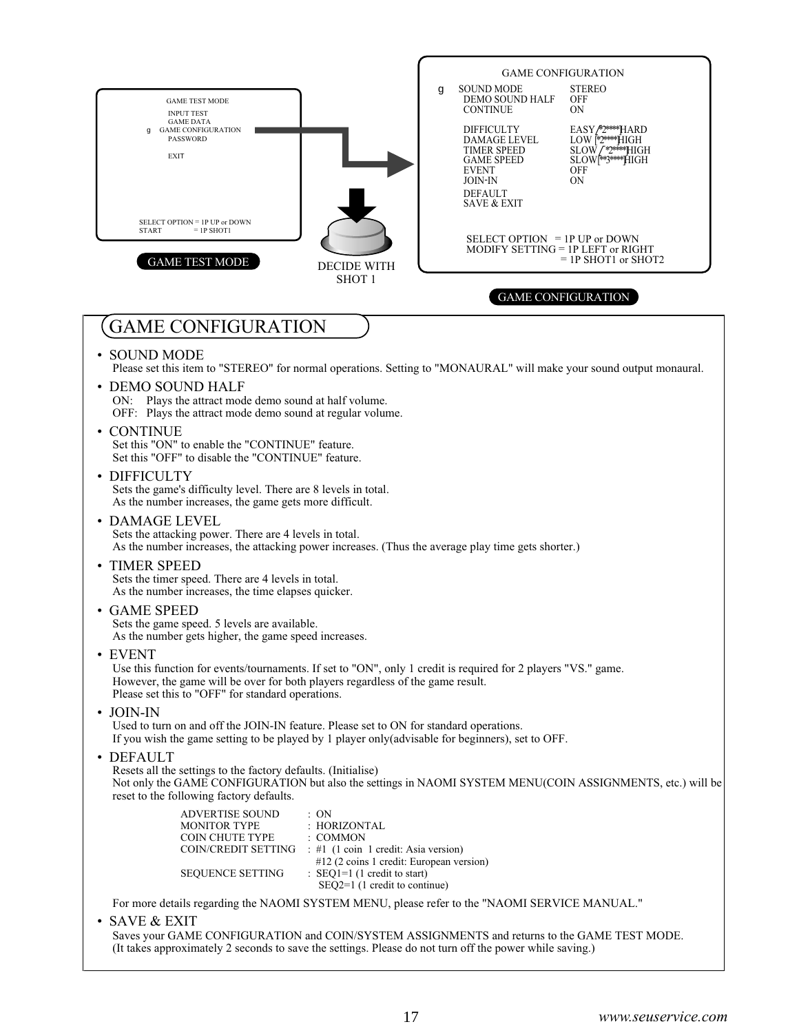GAME TEST MODE

INPUT TEST
GAME DATA
GAME CONFIGURATION
PASSWORD

EXIT

SELECT OPTION = 1P UP or DOWN
START = 1P SHOT1

GAME TEST MODE

DECIDE WITH SHOT 1

GAME CONFIGURATION

| | |
|---|---|
| SOUND MODE | STEREO |
| DEMO SOUND HALF | OFF |
| CONTINUE | ON |
| DIFFICULTY | EASY *2**** HARD |
| DAMAGE LEVEL | LOW *2*** HIGH |
| TIMER SPEED | SLOW *2*** HIGH |
| GAME SPEED | SLOW **3*** HIGH |
| EVENT | OFF |
| JOIN-IN | ON |
| DEFAULT | |
| SAVE & EXIT | |

SELECT OPTION = 1P UP or DOWN
MODIFY SETTING = 1P LEFT or RIGHT
= 1P SHOT1 or SHOT2

GAME CONFIGURATION

# GAME CONFIGURATION

- SOUND MODE
  Please set this item to "STEREO" for normal operations. Setting to "MONAURAL" will make your sound output monaural.

- DEMO SOUND HALF
  ON: Plays the attract mode demo sound at half volume.
  OFF: Plays the attract mode demo sound at regular volume.

- CONTINUE
  Set this "ON" to enable the "CONTINUE" feature.
  Set this "OFF" to disable the "CONTINUE" feature.

- DIFFICULTY
  Sets the game's difficulty level. There are 8 levels in total.
  As the number increases, the game gets more difficult.

- DAMAGE LEVEL
  Sets the attacking power. There are 4 levels in total.
  As the number increases, the attacking power increases. (Thus the average play time gets shorter.)

- TIMER SPEED
  Sets the timer speed. There are 4 levels in total.
  As the number increases, the time elapses quicker.

- GAME SPEED
  Sets the game speed. 5 levels are available.
  As the number gets higher, the game speed increases.

- EVENT
  Use this function for events/tournaments. If set to "ON", only 1 credit is required for 2 players "VS." game.
  However, the game will be over for both players regardless of the game result.
  Please set this to "OFF" for standard operations.

- JOIN-IN
  Used to turn on and off the JOIN-IN feature. Please set to ON for standard operations.
  If you wish the game setting to be played by 1 player only(advisable for beginners), set to OFF.

- DEFAULT
  Resets all the settings to the factory defaults. (Initialise)
  Not only the GAME CONFIGURATION but also the settings in NAOMI SYSTEM MENU(COIN ASSIGNMENTS, etc.) will be reset to the following factory defaults.

  | | |
  |---|---|
  | ADVERTISE SOUND | : ON |
  | MONITOR TYPE | : HORIZONTAL |
  | COIN CHUTE TYPE | : COMMON |
  | COIN/CREDIT SETTING | : #1 (1 coin 1 credit: Asia version)<br>#12 (2 coins 1 credit: European version) |
  | SEQUENCE SETTING | : SEQ1=1 (1 credit to start)<br>SEQ2=1 (1 credit to continue) |

  For more details regarding the NAOMI SYSTEM MENU, please refer to the "NAOMI SERVICE MANUAL."

- SAVE & EXIT
  Saves your GAME CONFIGURATION and COIN/SYSTEM ASSIGNMENTS and returns to the GAME TEST MODE.
  (It takes approximately 2 seconds to save the settings. Please do not turn off the power while saving.)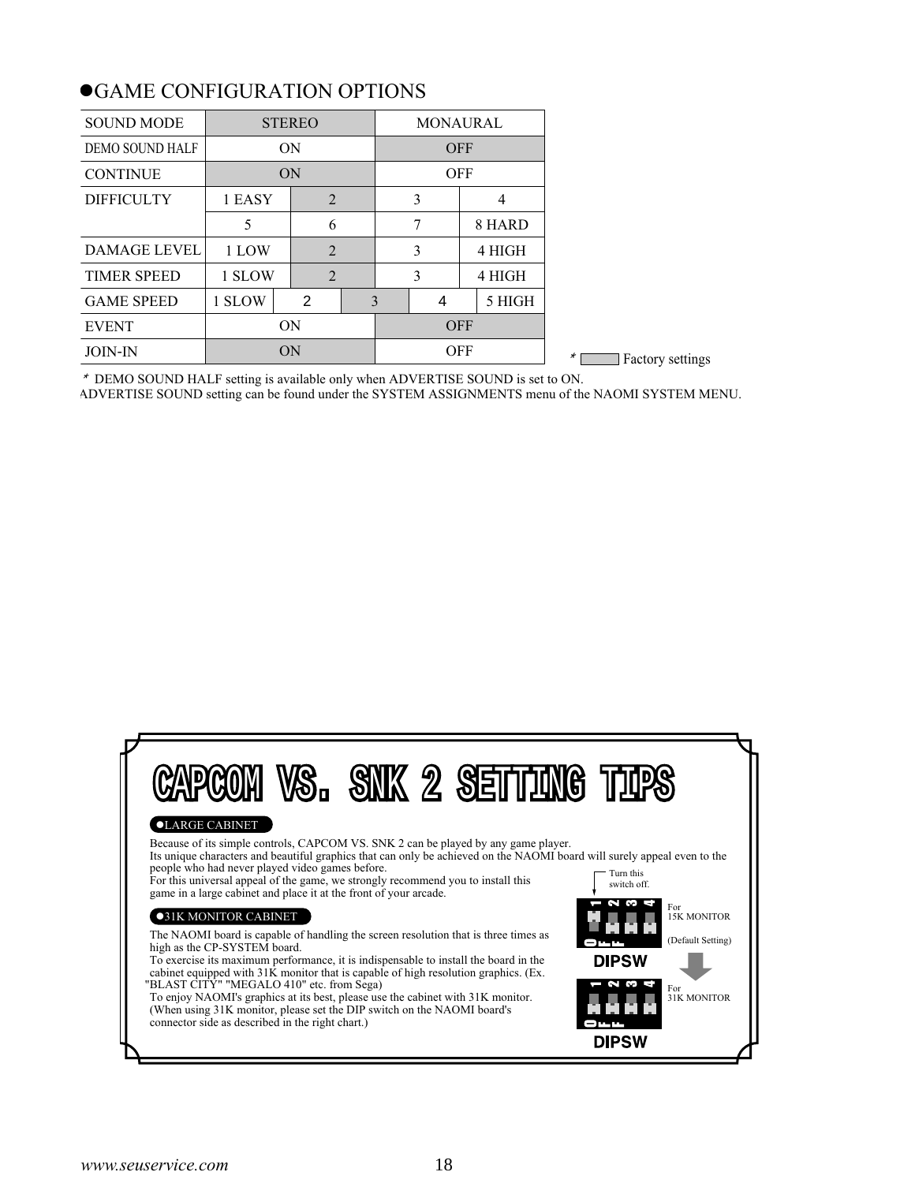## ●GAME CONFIGURATION OPTIONS

| | | | | | |
|---|---|---|---|---|---|
| SOUND MODE | STEREO | | MONAURAL | | |
| DEMO SOUND HALF | ON | | OFF | | |
| CONTINUE | ON | | OFF | | |
| DIFFICULTY | 1 EASY | 2 | 3 | 4 | |
| | 5 | 6 | 7 | 8 HARD | |
| DAMAGE LEVEL | 1 LOW | 2 | 3 | 4 HIGH | |
| TIMER SPEED | 1 SLOW | 2 | 3 | 4 HIGH | |
| GAME SPEED | 1 SLOW | 2 | 3 | 4 | 5 HIGH |
| EVENT | ON | | OFF | | |
| JOIN-IN | ON | | OFF | | |

＊ (shaded) Factory settings

＊ DEMO SOUND HALF setting is available only when ADVERTISE SOUND is set to ON.
ADVERTISE SOUND setting can be found under the SYSTEM ASSIGNMENTS menu of the NAOMI SYSTEM MENU.

# CAPCOM VS. SNK 2 SETTING TIPS

**●LARGE CABINET**

Because of its simple controls, CAPCOM VS. SNK 2 can be played by any game player.
Its unique characters and beautiful graphics that can only be achieved on the NAOMI board will surely appeal even to the people who had never played video games before.
For this universal appeal of the game, we strongly recommend you to install this game in a large cabinet and place it at the front of your arcade.

**●31K MONITOR CABINET**

The NAOMI board is capable of handling the screen resolution that is three times as high as the CP-SYSTEM board.
To exercise its maximum performance, it is indispensable to install the board in the cabinet equipped with 31K monitor that is capable of high resolution graphics. (Ex. "BLAST CITY" "MEGALO 410" etc. from Sega)
To enjoy NAOMI's graphics at its best, please use the cabinet with 31K monitor.
(When using 31K monitor, please set the DIP switch on the NAOMI board's connector side as described in the right chart.)

Turn this switch off.

DIPSW — For 15K MONITOR (Default Setting)

DIPSW — For 31K MONITOR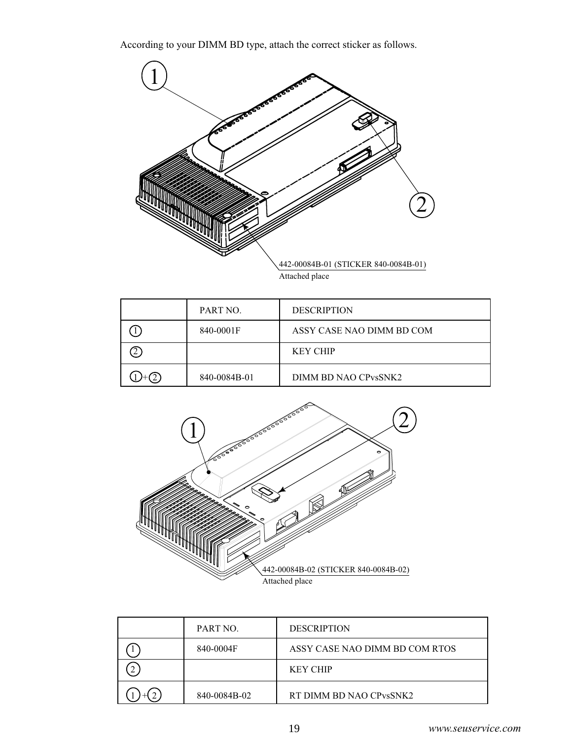According to your DIMM BD type, attach the correct sticker as follows.

442-00084B-01 (STICKER 840-0084B-01)
Attached place

| | PART NO. | DESCRIPTION |
|---|---|---|
| 1 | 840-0001F | ASSY CASE NAO DIMM BD COM |
| 2 | | KEY CHIP |
| 1 + 2 | 840-0084B-01 | DIMM BD NAO CPvsSNK2 |

442-00084B-02 (STICKER 840-0084B-02)
Attached place

| | PART NO. | DESCRIPTION |
|---|---|---|
| 1 | 840-0004F | ASSY CASE NAO DIMM BD COM RTOS |
| 2 | | KEY CHIP |
| 1 + 2 | 840-0084B-02 | RT DIMM BD NAO CPvsSNK2 |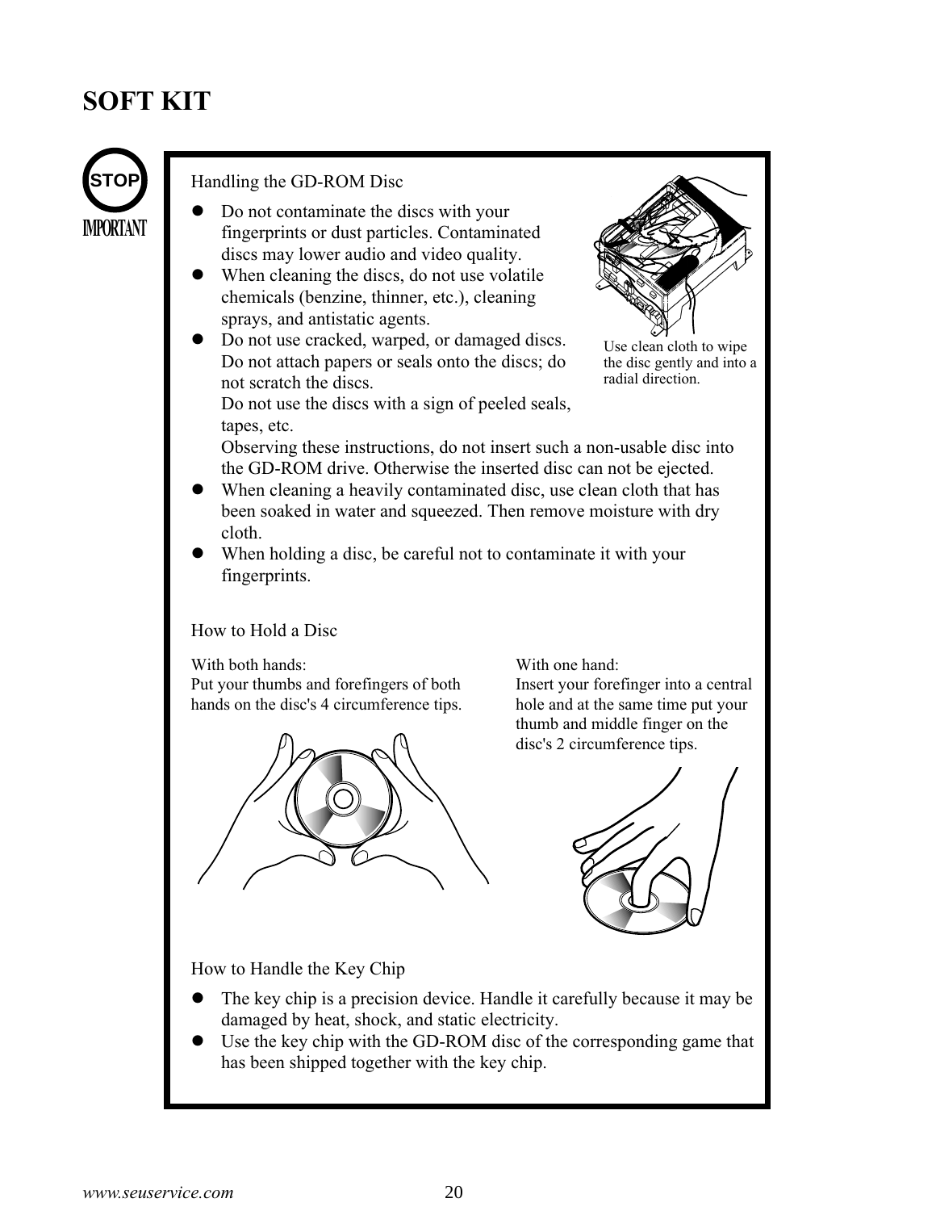# SOFT KIT

STOP

IMPORTANT

Handling the GD-ROM Disc

- Do not contaminate the discs with your fingerprints or dust particles. Contaminated discs may lower audio and video quality.
- When cleaning the discs, do not use volatile chemicals (benzine, thinner, etc.), cleaning sprays, and antistatic agents.
- Do not use cracked, warped, or damaged discs. Do not attach papers or seals onto the discs; do not scratch the discs.
  Do not use the discs with a sign of peeled seals, tapes, etc.
  Observing these instructions, do not insert such a non-usable disc into the GD-ROM drive. Otherwise the inserted disc can not be ejected.
- When cleaning a heavily contaminated disc, use clean cloth that has been soaked in water and squeezed. Then remove moisture with dry cloth.
- When holding a disc, be careful not to contaminate it with your fingerprints.

Use clean cloth to wipe the disc gently and into a radial direction.

How to Hold a Disc

With both hands:
Put your thumbs and forefingers of both hands on the disc's 4 circumference tips.

With one hand:
Insert your forefinger into a central hole and at the same time put your thumb and middle finger on the disc's 2 circumference tips.

How to Handle the Key Chip

- The key chip is a precision device. Handle it carefully because it may be damaged by heat, shock, and static electricity.
- Use the key chip with the GD-ROM disc of the corresponding game that has been shipped together with the key chip.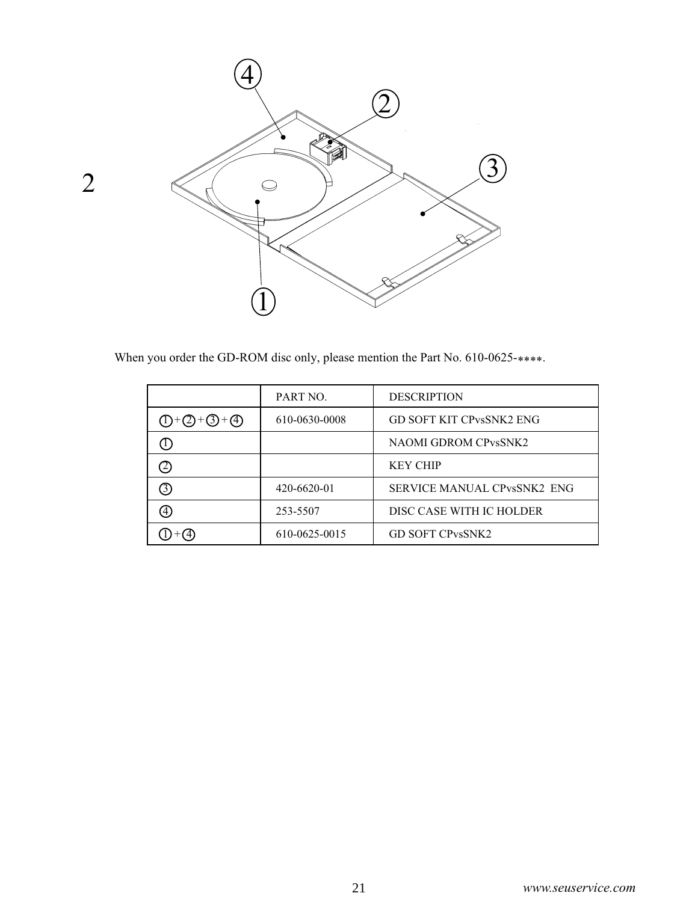2

When you order the GD-ROM disc only, please mention the Part No. 610-0625-∗∗∗∗.

| | PART NO. | DESCRIPTION |
|---|---|---|
| ① + ② + ③ + ④ | 610-0630-0008 | GD SOFT KIT CPvsSNK2 ENG |
| ① | | NAOMI GDROM CPvsSNK2 |
| ② | | KEY CHIP |
| ③ | 420-6620-01 | SERVICE MANUAL CPvsSNK2 ENG |
| ④ | 253-5507 | DISC CASE WITH IC HOLDER |
| ① + ④ | 610-0625-0015 | GD SOFT CPvsSNK2 |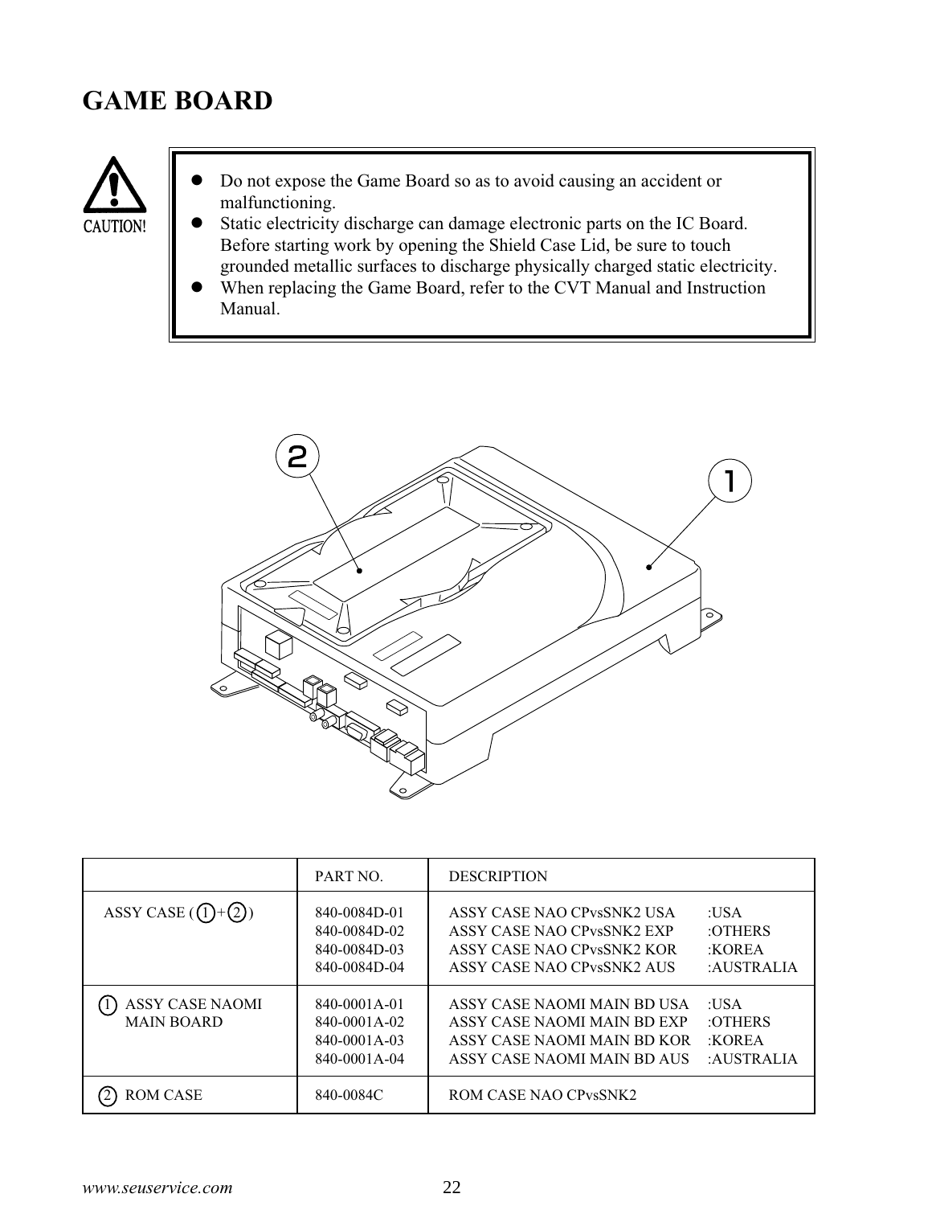# GAME BOARD

CAUTION!

- Do not expose the Game Board so as to avoid causing an accident or malfunctioning.
- Static electricity discharge can damage electronic parts on the IC Board. Before starting work by opening the Shield Case Lid, be sure to touch grounded metallic surfaces to discharge physically charged static electricity.
- When replacing the Game Board, refer to the CVT Manual and Instruction Manual.

| | PART NO. | DESCRIPTION | |
|---|---|---|---|
| ASSY CASE (1+2) | 840-0084D-01<br>840-0084D-02<br>840-0084D-03<br>840-0084D-04 | ASSY CASE NAO CPvsSNK2 USA<br>ASSY CASE NAO CPvsSNK2 EXP<br>ASSY CASE NAO CPvsSNK2 KOR<br>ASSY CASE NAO CPvsSNK2 AUS | :USA<br>:OTHERS<br>:KOREA<br>:AUSTRALIA |
| 1 ASSY CASE NAOMI MAIN BOARD | 840-0001A-01<br>840-0001A-02<br>840-0001A-03<br>840-0001A-04 | ASSY CASE NAOMI MAIN BD USA<br>ASSY CASE NAOMI MAIN BD EXP<br>ASSY CASE NAOMI MAIN BD KOR<br>ASSY CASE NAOMI MAIN BD AUS | :USA<br>:OTHERS<br>:KOREA<br>:AUSTRALIA |
| 2 ROM CASE | 840-0084C | ROM CASE NAO CPvsSNK2 | |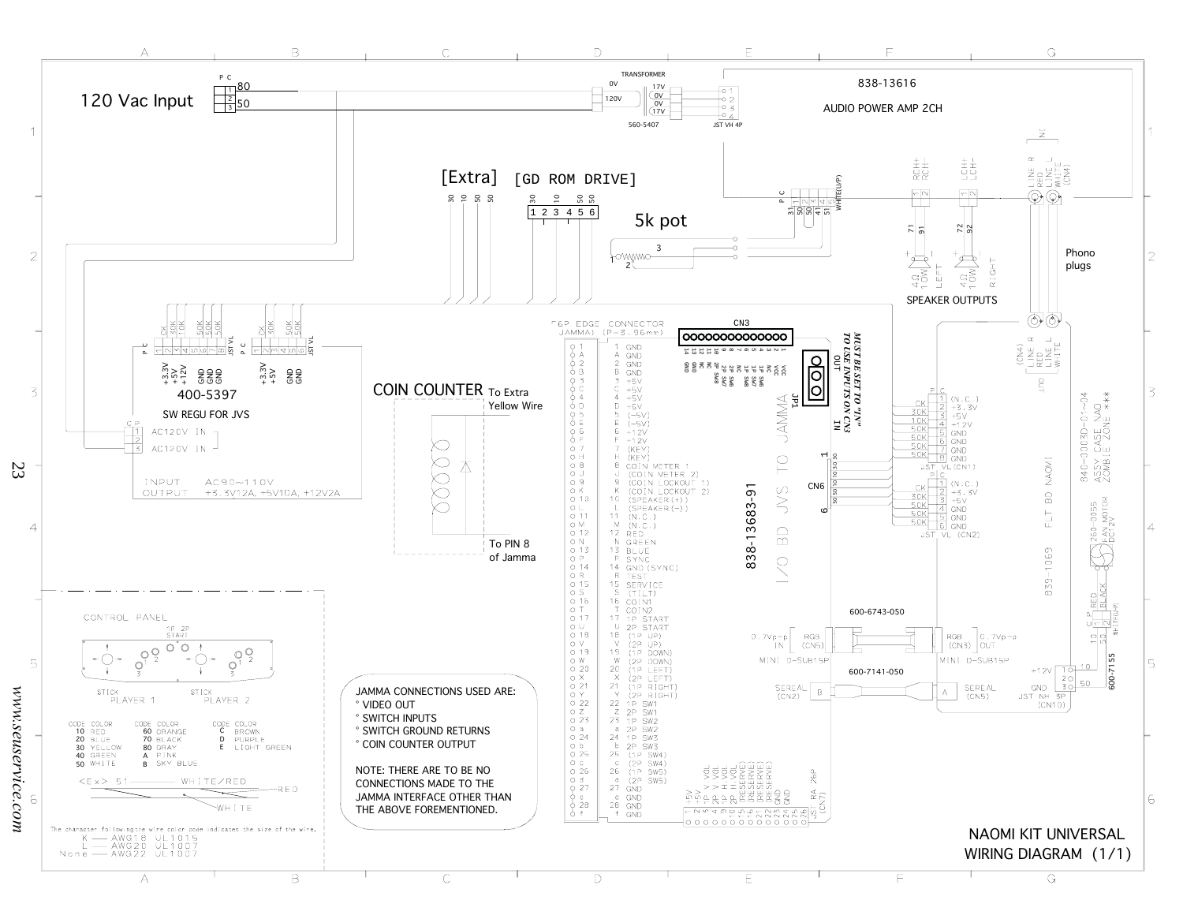# NAOMI KIT UNIVERSAL WIRING DIAGRAM (1/1)

120 Vac Input

P C
1 — 80
2 — 50
3

TRANSFORMER
560-5407
0V / 120V — 17V / 0V / 0V / 17V
JST VH 4P

838-13616
AUDIO POWER AMP 2CH

[Extra] 30 10 50 50

[GD ROM DRIVE] 30 10 50 50
1 2 3 4 5 6

5k pot

P C
31, 50, 50, 41, 51
WHITE(U/P)

RCH+ RCH- / LCH+ LCH-
71 91 / 72 92
4Ω 10W LEFT / 4Ω 10W RIGHT
SPEAKER OUTPUTS

LINE R RED / LINE L WHITE (CN4)
Phono plugs

400-5397
SW REGU FOR JVS

| P C | | |
|---|---|---|
| 1 | CK | +3.3V |
| 2 | 30K | +5V |
| 3 | 10K | +12V |
| 4 | | |
| 5 | 50K | GND |
| 6 | 50K | GND |
| 7 | 50K | GND |
| 8 | | JST VL |

| P C | | |
|---|---|---|
| 1 | CK | +3.3V |
| 2 | 30K | +5V |
| 3 | | |
| 4 | 50K | GND |
| 5 | 50K | GND |
| 6 | | JST VL |

C P
1 AC120V IN
2
3 AC120V IN

INPUT AC90~110V
OUTPUT +3.3V12A, +5V10A, +12V2A

COIN COUNTER
To Extra Yellow Wire
To PIN 8 of Jamma

56P EDGE CONNECTOR (JAMMA) (P=3.96mm)

| Pin | Signal | Pin | Signal |
|---|---|---|---|
| 1 | GND | A | GND |
| 2 | GND | B | GND |
| 3 | +5V | C | +5V |
| 4 | +5V | D | +5V |
| 5 | (-5V) | E | (-5V) |
| 6 | +12V | F | +12V |
| 7 | (KEY) | H | (KEY) |
| 8 | COIN METER 1 | J | (COIN METER 2) |
| 9 | (COIN LOCKOUT 1) | K | (COIN LOCKOUT 2) |
| 10 | (SPEAKER(+)) | L | (SPEAKER(-)) |
| 11 | (N.C.) | M | (N.C.) |
| 12 | RED | N | GREEN |
| 13 | BLUE | P | SYNC |
| 14 | GND (SYNC) | R | TEST |
| 15 | SERVICE | S | (TILT) |
| 16 | COIN1 | T | COIN2 |
| 17 | 1P START | U | 2P START |
| 18 | (1P UP) | V | (2P UP) |
| 19 | (1P DOWN) | W | (2P DOWN) |
| 20 | (1P LEFT) | X | (2P LEFT) |
| 21 | (1P RIGHT) | Y | (2P RIGHT) |
| 22 | 1P SW1 | Z | 2P SW1 |
| 23 | 1P SW2 | a | 2P SW2 |
| 24 | 1P SW3 | b | 2P SW3 |
| 25 | (1P SW4) | c | (2P SW4) |
| 26 | (1P SW5) | d | (2P SW5) |
| 27 | GND | e | GND |
| 28 | GND | f | GND |

CN3
15 14 13 12 11 10 9 8 7 6 5 4 3 2 1
GND GND NC NC 2P SW8 2P SW7 2P SW6 1P SW8 1P SW7 1P SW6 NC NC VCC VCC

JP1 — OUT / IN
MUST BE SET TO "IN" TO USE INPUTS ON CN3

838-13683-91
I/O BD JVS TO JAMMA

CN6
1 — 30 30 10 10 50 50 — 6

JST RA 26P (CN7)
1 +5V, 2 +5V, 3 1P V.VOL, 4 2P V.VOL, 5 1P H.VOL, 6 2P H.VOL, 7 (RESERVE), 8 (RESERVE), 9 (RESERVE), 10 (RESERVE), 11 GND, 12 GND

JAMMA CONNECTIONS USED ARE:
- VIDEO OUT
- SWITCH INPUTS
- SWITCH GROUND RETURNS
- COIN COUNTER OUTPUT

NOTE: THERE ARE TO BE NO CONNECTIONS MADE TO THE JAMMA INTERFACE OTHER THAN THE ABOVE FOREMENTIONED.

JST VL (CN1)

| P C | | |
|---|---|---|
| 1 | CK | (N.C.) |
| 2 | 30K | +3.3V |
| 3 | 10K | +5V |
| 4 | 10K | +12V |
| 5 | 50K | GND |
| 6 | 50K | GND |
| 7 | 50K | GND |
| 8 | 50K | GND |

JST VL (CN2)

| P C | | |
|---|---|---|
| 1 | CK | (N.C.) |
| 2 | 30K | +3.3V |
| 3 | 30K | +5V |
| 4 | 50K | GND |
| 5 | 50K | GND |
| 6 | 50K | GND |

840-0003D-01~04
ASSY CASE NAO
ZOMBIE ZONE ***

839-1069 FLT BD NAOMI

260-0955 FAN MOTOR DC12V
RED 10, BLACK 50 — 1, 2 — NH-TR-(U/P)

600-6743-050
0.7Vp-p RGB (CN5) IN — MINI D-SUB15P
RGB (CN3) OUT 0.7Vp-p — MINI D-SUB15P

600-7141-050
SEREAL (CN2) B — A SEREAL (CN5)

JST NH 3P (CN10)
+12V 1 — 10
2 — 20
GND 3 — 50
600-7155

CONTROL PANEL
1P 2P START
STICK PLAYER 1 — STICK PLAYER 2

| CODE | COLOR | CODE | COLOR | CODE | COLOR |
|---|---|---|---|---|---|
| 10 | RED | 60 | ORANGE | C | BROWN |
| 20 | BLUE | 70 | BLACK | D | PURPLE |
| 30 | YELLOW | 80 | GRAY | E | LIGHT GREEN |
| 40 | GREEN | A | PINK | | |
| 50 | WHITE | B | SKY BLUE | | |

<Ex> 51 — WHITE/RED — RED / WHITE

The character following the wire color code indicates the size of the wire.
K — AWG18 UL1015
L — AWG20 UL1007
None — AWG22 UL1007

www.seuservice.com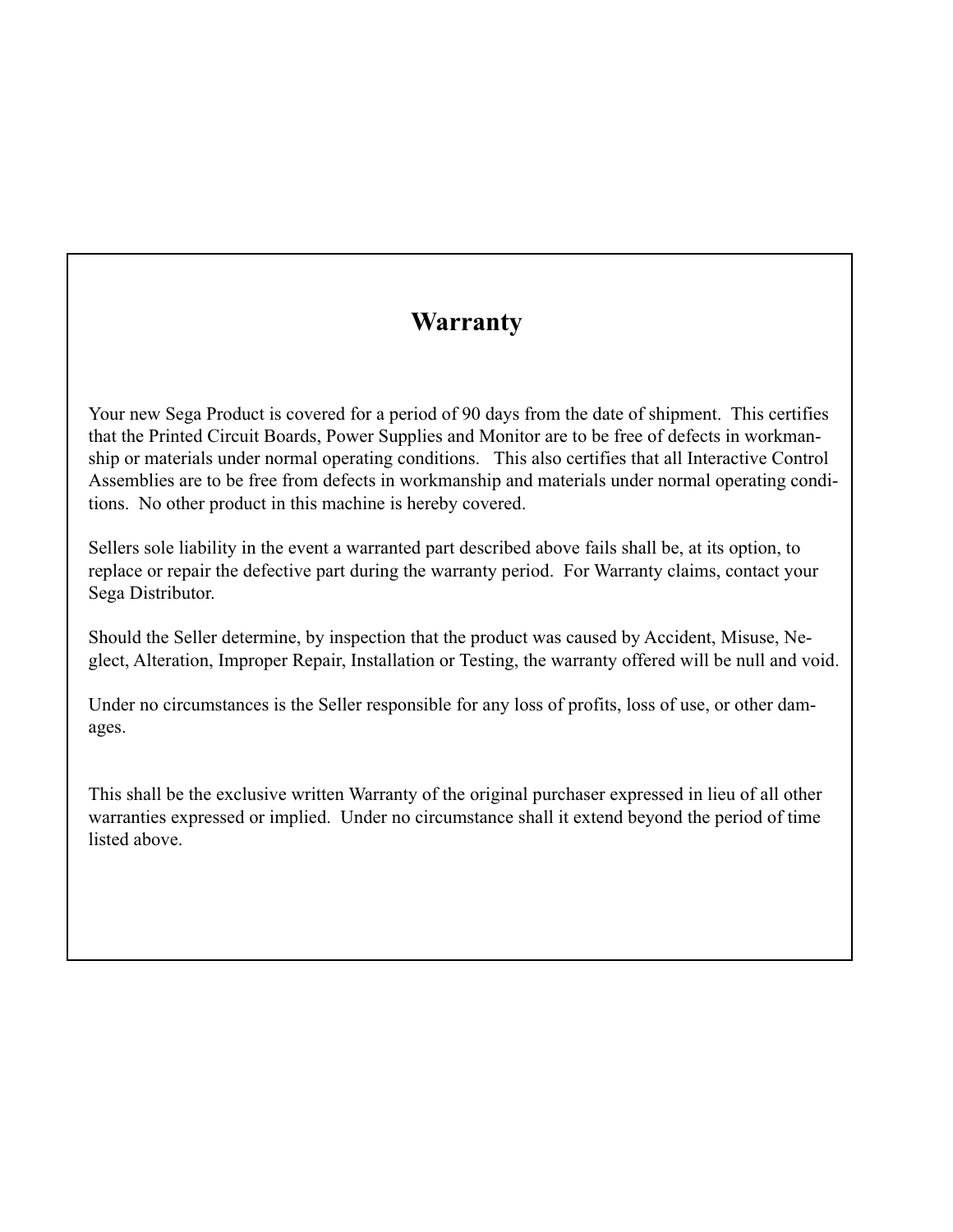# Warranty

Your new Sega Product is covered for a period of 90 days from the date of shipment. This certifies that the Printed Circuit Boards, Power Supplies and Monitor are to be free of defects in workmanship or materials under normal operating conditions. This also certifies that all Interactive Control Assemblies are to be free from defects in workmanship and materials under normal operating conditions. No other product in this machine is hereby covered.

Sellers sole liability in the event a warranted part described above fails shall be, at its option, to replace or repair the defective part during the warranty period. For Warranty claims, contact your Sega Distributor.

Should the Seller determine, by inspection that the product was caused by Accident, Misuse, Neglect, Alteration, Improper Repair, Installation or Testing, the warranty offered will be null and void.

Under no circumstances is the Seller responsible for any loss of profits, loss of use, or other damages.

This shall be the exclusive written Warranty of the original purchaser expressed in lieu of all other warranties expressed or implied. Under no circumstance shall it extend beyond the period of time listed above.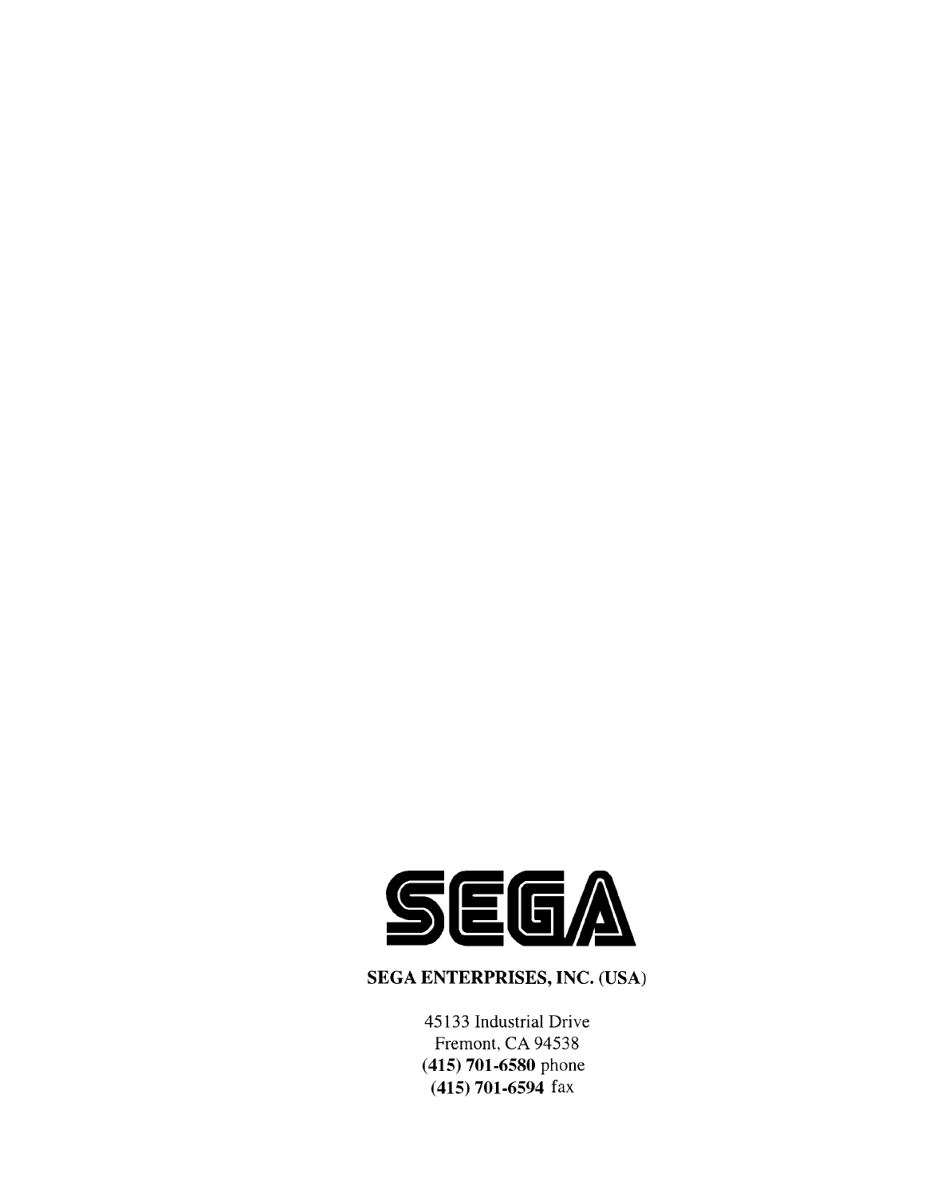SEGA

**SEGA ENTERPRISES, INC. (USA)**

45133 Industrial Drive
Fremont, CA 94538
**(415) 701-6580** phone
**(415) 701-6594** fax